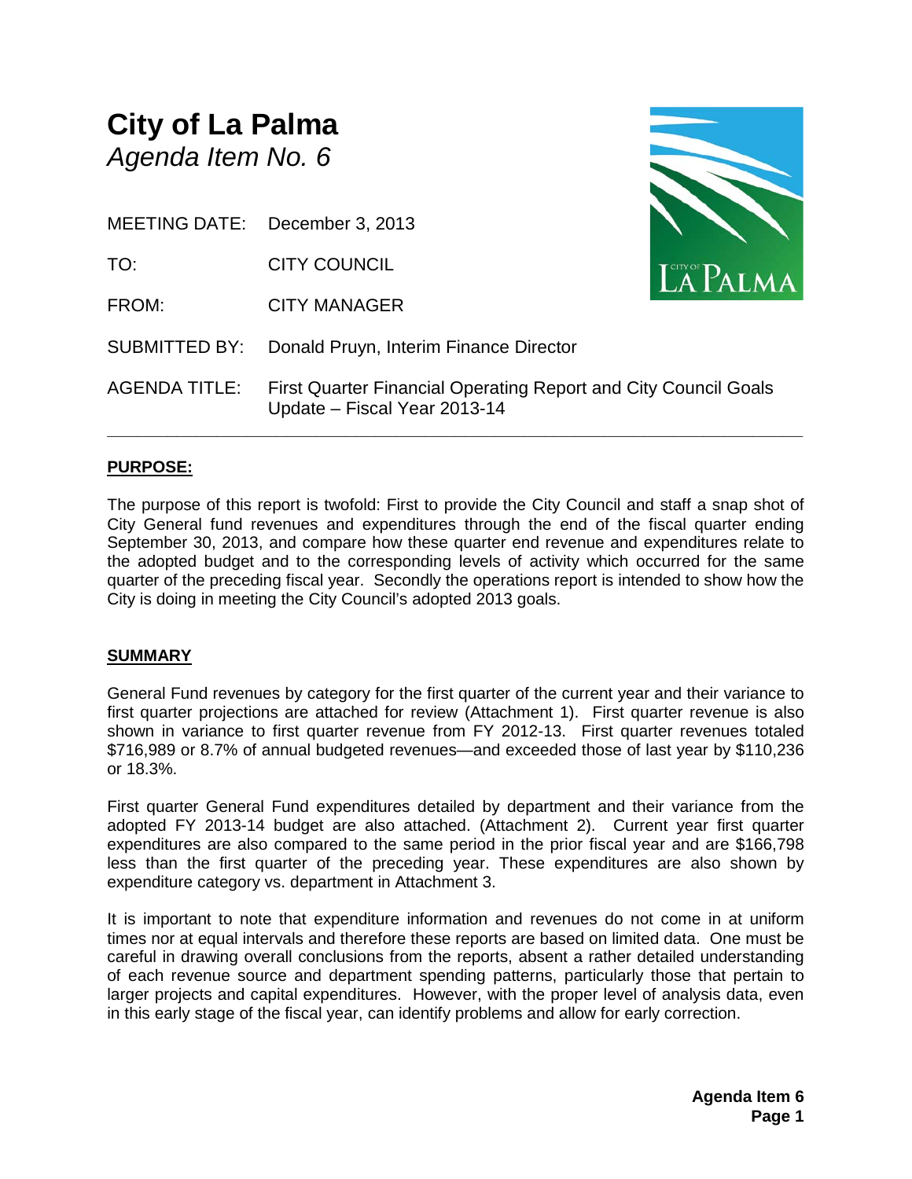# City of La Palma

*Agenda Item No. 6*

MEETING DATE: December 3, 2013

TO: CITY COUNCIL

FROM: CITY MANAGER

SUBMITTED BY: Donald Pruyn, Interim Finance Director

AGENDA TITLE: First Quarter Financial Operating Report and City Council Goals Update – Fiscal Year 2013-14

---

## PURPOSE:

The purpose of this report is twofold: First to provide the City Council and staff a snap shot of City General fund revenues and expenditures through the end of the fiscal quarter ending September 30, 2013, and compare how these quarter end revenue and expenditures relate to the adopted budget and to the corresponding levels of activity which occurred for the same quarter of the preceding fiscal year. Secondly the operations report is intended to show how the City is doing in meeting the City Council's adopted 2013 goals.

## SUMMARY

General Fund revenues by category for the first quarter of the current year and their variance to first quarter projections are attached for review (Attachment 1). First quarter revenue is also shown in variance to first quarter revenue from FY 2012-13. First quarter revenues totaled $716,989 or 8.7% of annual budgeted revenues—and exceeded those of last year by $110,236 or 18.3%.

First quarter General Fund expenditures detailed by department and their variance from the adopted FY 2013-14 budget are also attached. (Attachment 2). Current year first quarter expenditures are also compared to the same period in the prior fiscal year and are $166,798 less than the first quarter of the preceding year. These expenditures are also shown by expenditure category vs. department in Attachment 3.

It is important to note that expenditure information and revenues do not come in at uniform times nor at equal intervals and therefore these reports are based on limited data. One must be careful in drawing overall conclusions from the reports, absent a rather detailed understanding of each revenue source and department spending patterns, particularly those that pertain to larger projects and capital expenditures. However, with the proper level of analysis data, even in this early stage of the fiscal year, can identify problems and allow for early correction.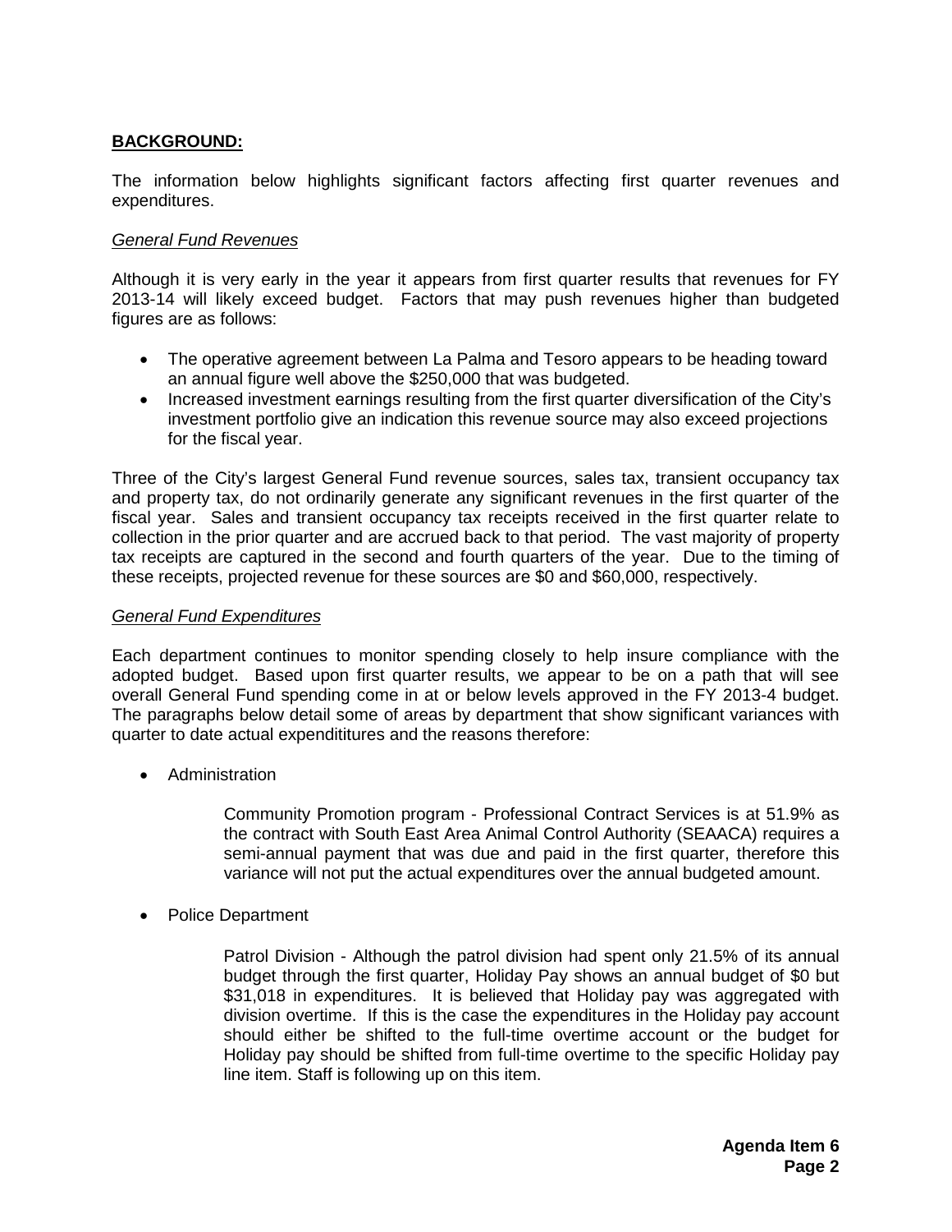**BACKGROUND:**

The information below highlights significant factors affecting first quarter revenues and expenditures.

*General Fund Revenues*

Although it is very early in the year it appears from first quarter results that revenues for FY 2013-14 will likely exceed budget. Factors that may push revenues higher than budgeted figures are as follows:

- The operative agreement between La Palma and Tesoro appears to be heading toward an annual figure well above the $250,000 that was budgeted.
- Increased investment earnings resulting from the first quarter diversification of the City's investment portfolio give an indication this revenue source may also exceed projections for the fiscal year.

Three of the City's largest General Fund revenue sources, sales tax, transient occupancy tax and property tax, do not ordinarily generate any significant revenues in the first quarter of the fiscal year. Sales and transient occupancy tax receipts received in the first quarter relate to collection in the prior quarter and are accrued back to that period. The vast majority of property tax receipts are captured in the second and fourth quarters of the year. Due to the timing of these receipts, projected revenue for these sources are $0 and $60,000, respectively.

*General Fund Expenditures*

Each department continues to monitor spending closely to help insure compliance with the adopted budget. Based upon first quarter results, we appear to be on a path that will see overall General Fund spending come in at or below levels approved in the FY 2013-4 budget. The paragraphs below detail some of areas by department that show significant variances with quarter to date actual expendititures and the reasons therefore:

- Administration

  Community Promotion program - Professional Contract Services is at 51.9% as the contract with South East Area Animal Control Authority (SEAACA) requires a semi-annual payment that was due and paid in the first quarter, therefore this variance will not put the actual expenditures over the annual budgeted amount.

- Police Department

  Patrol Division - Although the patrol division had spent only 21.5% of its annual budget through the first quarter, Holiday Pay shows an annual budget of $0 but $31,018 in expenditures. It is believed that Holiday pay was aggregated with division overtime. If this is the case the expenditures in the Holiday pay account should either be shifted to the full-time overtime account or the budget for Holiday pay should be shifted from full-time overtime to the specific Holiday pay line item. Staff is following up on this item.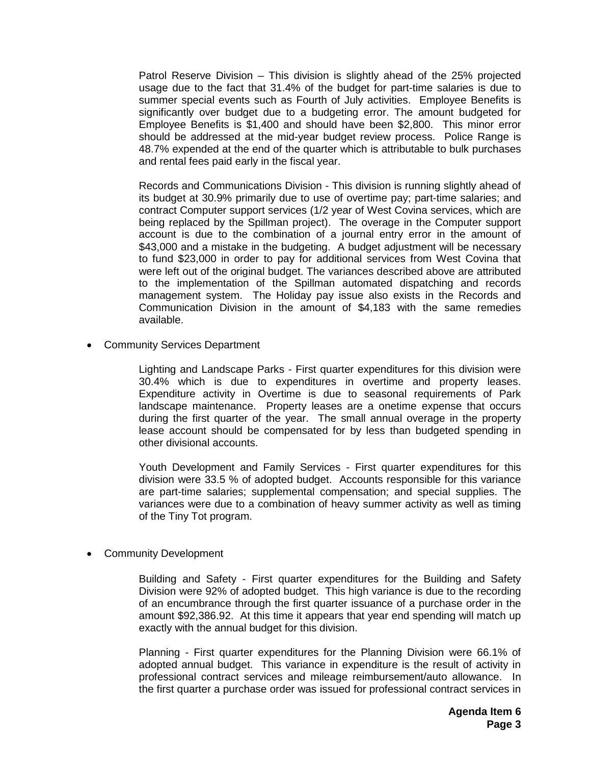Patrol Reserve Division – This division is slightly ahead of the 25% projected usage due to the fact that 31.4% of the budget for part-time salaries is due to summer special events such as Fourth of July activities. Employee Benefits is significantly over budget due to a budgeting error. The amount budgeted for Employee Benefits is $1,400 and should have been $2,800. This minor error should be addressed at the mid-year budget review process. Police Range is 48.7% expended at the end of the quarter which is attributable to bulk purchases and rental fees paid early in the fiscal year.

Records and Communications Division - This division is running slightly ahead of its budget at 30.9% primarily due to use of overtime pay; part-time salaries; and contract Computer support services (1/2 year of West Covina services, which are being replaced by the Spillman project). The overage in the Computer support account is due to the combination of a journal entry error in the amount of $43,000 and a mistake in the budgeting. A budget adjustment will be necessary to fund $23,000 in order to pay for additional services from West Covina that were left out of the original budget. The variances described above are attributed to the implementation of the Spillman automated dispatching and records management system. The Holiday pay issue also exists in the Records and Communication Division in the amount of $4,183 with the same remedies available.

- Community Services Department

Lighting and Landscape Parks - First quarter expenditures for this division were 30.4% which is due to expenditures in overtime and property leases. Expenditure activity in Overtime is due to seasonal requirements of Park landscape maintenance. Property leases are a onetime expense that occurs during the first quarter of the year. The small annual overage in the property lease account should be compensated for by less than budgeted spending in other divisional accounts.

Youth Development and Family Services - First quarter expenditures for this division were 33.5 % of adopted budget. Accounts responsible for this variance are part-time salaries; supplemental compensation; and special supplies. The variances were due to a combination of heavy summer activity as well as timing of the Tiny Tot program.

- Community Development

Building and Safety - First quarter expenditures for the Building and Safety Division were 92% of adopted budget. This high variance is due to the recording of an encumbrance through the first quarter issuance of a purchase order in the amount $92,386.92. At this time it appears that year end spending will match up exactly with the annual budget for this division.

Planning - First quarter expenditures for the Planning Division were 66.1% of adopted annual budget. This variance in expenditure is the result of activity in professional contract services and mileage reimbursement/auto allowance. In the first quarter a purchase order was issued for professional contract services in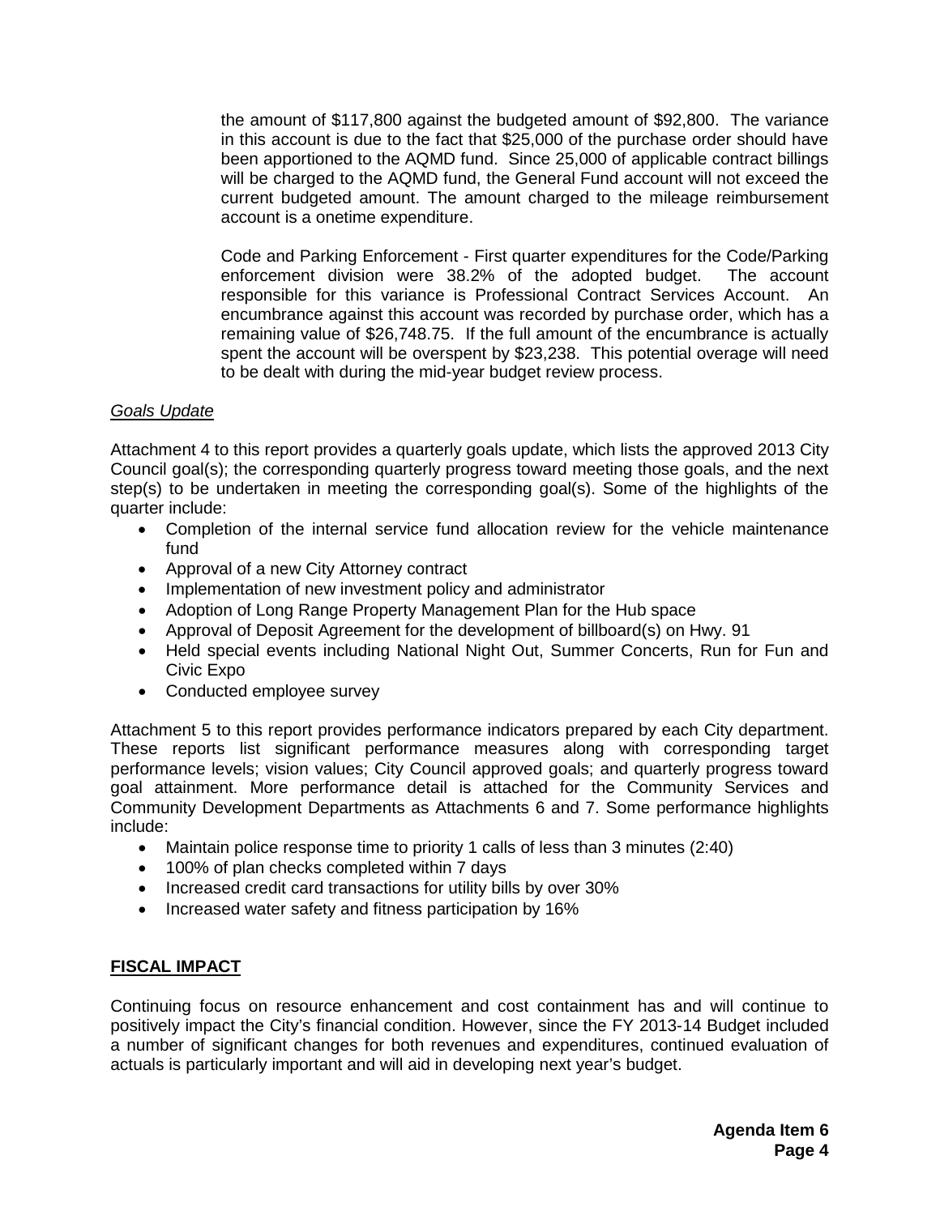the amount of $117,800 against the budgeted amount of $92,800. The variance in this account is due to the fact that $25,000 of the purchase order should have been apportioned to the AQMD fund. Since 25,000 of applicable contract billings will be charged to the AQMD fund, the General Fund account will not exceed the current budgeted amount. The amount charged to the mileage reimbursement account is a onetime expenditure.

Code and Parking Enforcement - First quarter expenditures for the Code/Parking enforcement division were 38.2% of the adopted budget. The account responsible for this variance is Professional Contract Services Account. An encumbrance against this account was recorded by purchase order, which has a remaining value of $26,748.75. If the full amount of the encumbrance is actually spent the account will be overspent by $23,238. This potential overage will need to be dealt with during the mid-year budget review process.

*Goals Update*

Attachment 4 to this report provides a quarterly goals update, which lists the approved 2013 City Council goal(s); the corresponding quarterly progress toward meeting those goals, and the next step(s) to be undertaken in meeting the corresponding goal(s). Some of the highlights of the quarter include:

- Completion of the internal service fund allocation review for the vehicle maintenance fund
- Approval of a new City Attorney contract
- Implementation of new investment policy and administrator
- Adoption of Long Range Property Management Plan for the Hub space
- Approval of Deposit Agreement for the development of billboard(s) on Hwy. 91
- Held special events including National Night Out, Summer Concerts, Run for Fun and Civic Expo
- Conducted employee survey

Attachment 5 to this report provides performance indicators prepared by each City department. These reports list significant performance measures along with corresponding target performance levels; vision values; City Council approved goals; and quarterly progress toward goal attainment. More performance detail is attached for the Community Services and Community Development Departments as Attachments 6 and 7. Some performance highlights include:

- Maintain police response time to priority 1 calls of less than 3 minutes (2:40)
- 100% of plan checks completed within 7 days
- Increased credit card transactions for utility bills by over 30%
- Increased water safety and fitness participation by 16%

## FISCAL IMPACT

Continuing focus on resource enhancement and cost containment has and will continue to positively impact the City's financial condition. However, since the FY 2013-14 Budget included a number of significant changes for both revenues and expenditures, continued evaluation of actuals is particularly important and will aid in developing next year's budget.

**Agenda Item 6**
**Page 4**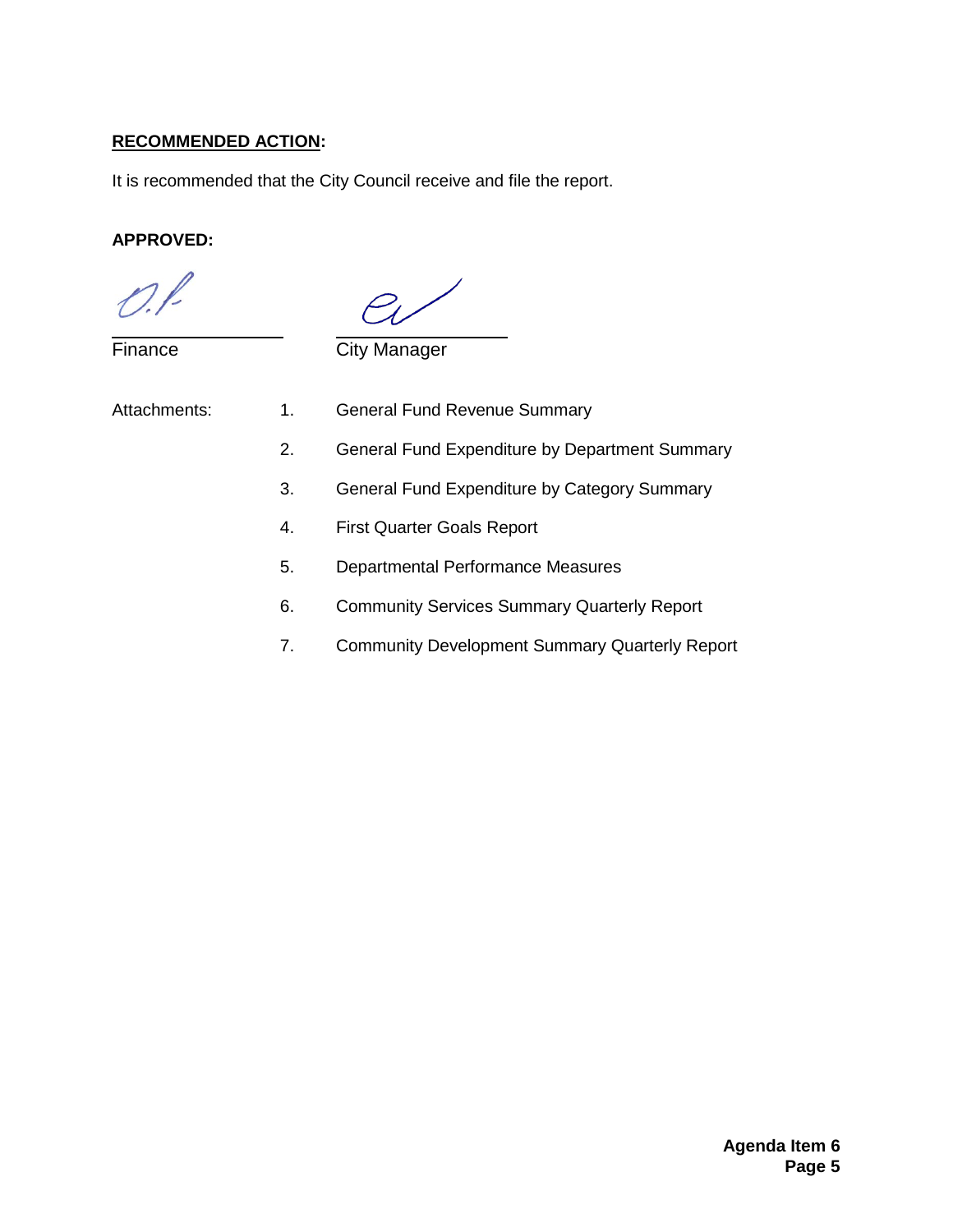**<u>RECOMMENDED ACTION</u>:**

It is recommended that the City Council receive and file the report.

**APPROVED:**

Finance

City Manager

Attachments:

1. General Fund Revenue Summary
2. General Fund Expenditure by Department Summary
3. General Fund Expenditure by Category Summary
4. First Quarter Goals Report
5. Departmental Performance Measures
6. Community Services Summary Quarterly Report
7. Community Development Summary Quarterly Report

**Agenda Item 6**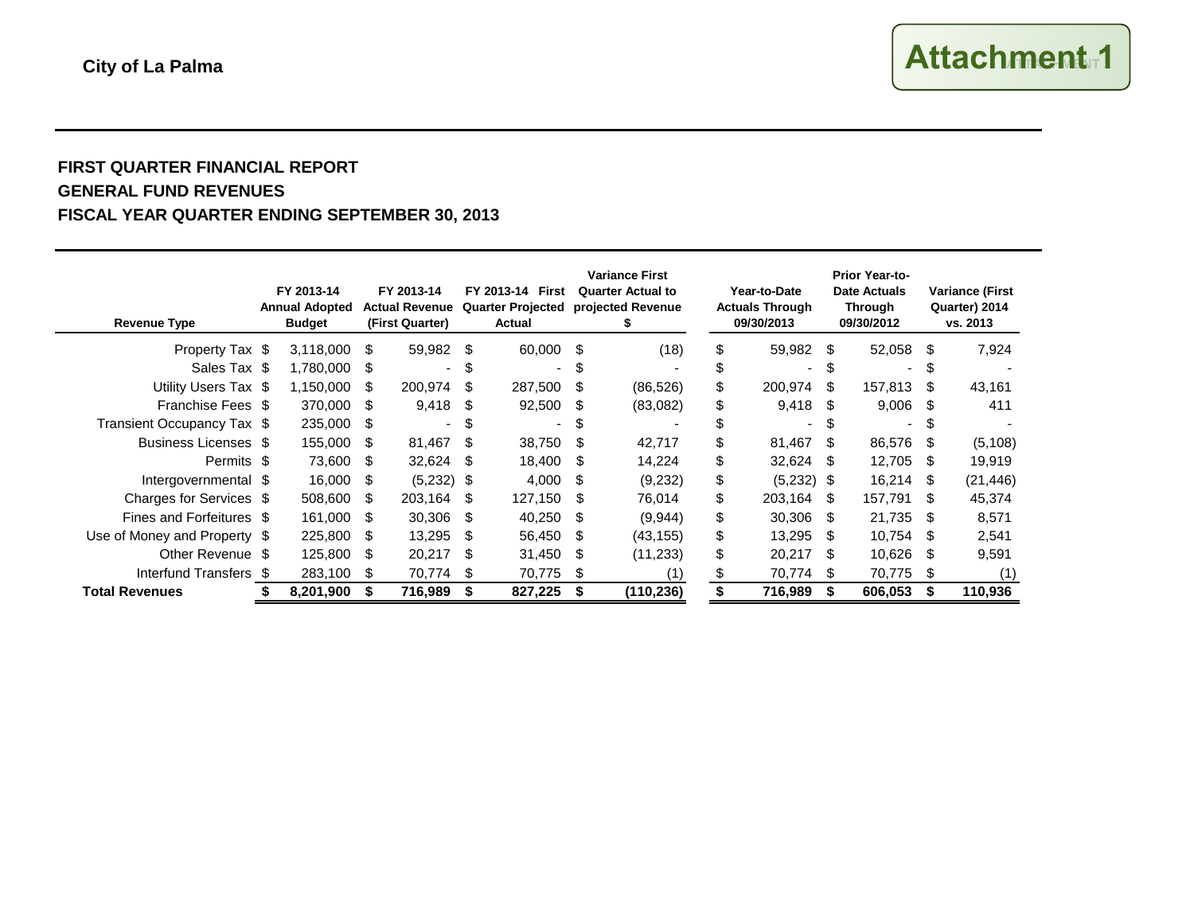City of La Palma

Attachment 1

## FIRST QUARTER FINANCIAL REPORT
## GENERAL FUND REVENUES
## FISCAL YEAR QUARTER ENDING SEPTEMBER 30, 2013

| Revenue Type | FY 2013-14 Annual Adopted Budget | FY 2013-14 Actual Revenue (First Quarter) | FY 2013-14 First Quarter Projected Actual | Variance First Quarter Actual to projected Revenue $ | Year-to-Date Actuals Through 09/30/2013 | Prior Year-to-Date Actuals Through 09/30/2012 | Variance (First Quarter) 2014 vs. 2013 |
|---|---|---|---|---|---|---|---|
| Property Tax | $ 3,118,000 | $ 59,982 | $ 60,000 | $ (18) | $ 59,982 | $ 52,058 | $ 7,924 |
| Sales Tax | $ 1,780,000 | $ - | $ - | $ - | $ - | $ - | $ - |
| Utility Users Tax | $ 1,150,000 | $ 200,974 | $ 287,500 | $ (86,526) | $ 200,974 | $ 157,813 | $ 43,161 |
| Franchise Fees | $ 370,000 | $ 9,418 | $ 92,500 | $ (83,082) | $ 9,418 | $ 9,006 | $ 411 |
| Transient Occupancy Tax | $ 235,000 | $ - | $ - | $ - | $ - | $ - | $ - |
| Business Licenses | $ 155,000 | $ 81,467 | $ 38,750 | $ 42,717 | $ 81,467 | $ 86,576 | $ (5,108) |
| Permits | $ 73,600 | $ 32,624 | $ 18,400 | $ 14,224 | $ 32,624 | $ 12,705 | $ 19,919 |
| Intergovernmental | $ 16,000 | $ (5,232) | $ 4,000 | $ (9,232) | $ (5,232) | $ 16,214 | $ (21,446) |
| Charges for Services | $ 508,600 | $ 203,164 | $ 127,150 | $ 76,014 | $ 203,164 | $ 157,791 | $ 45,374 |
| Fines and Forfeitures | $ 161,000 | $ 30,306 | $ 40,250 | $ (9,944) | $ 30,306 | $ 21,735 | $ 8,571 |
| Use of Money and Property | $ 225,800 | $ 13,295 | $ 56,450 | $ (43,155) | $ 13,295 | $ 10,754 | $ 2,541 |
| Other Revenue | $ 125,800 | $ 20,217 | $ 31,450 | $ (11,233) | $ 20,217 | $ 10,626 | $ 9,591 |
| Interfund Transfers | $ 283,100 | $ 70,774 | $ 70,775 | $ (1) | $ 70,774 | $ 70,775 | $ (1) |
| **Total Revenues** | **$ 8,201,900** | **$ 716,989** | **$ 827,225** | **$ (110,236)** | **$ 716,989** | **$ 606,053** | **$ 110,936** |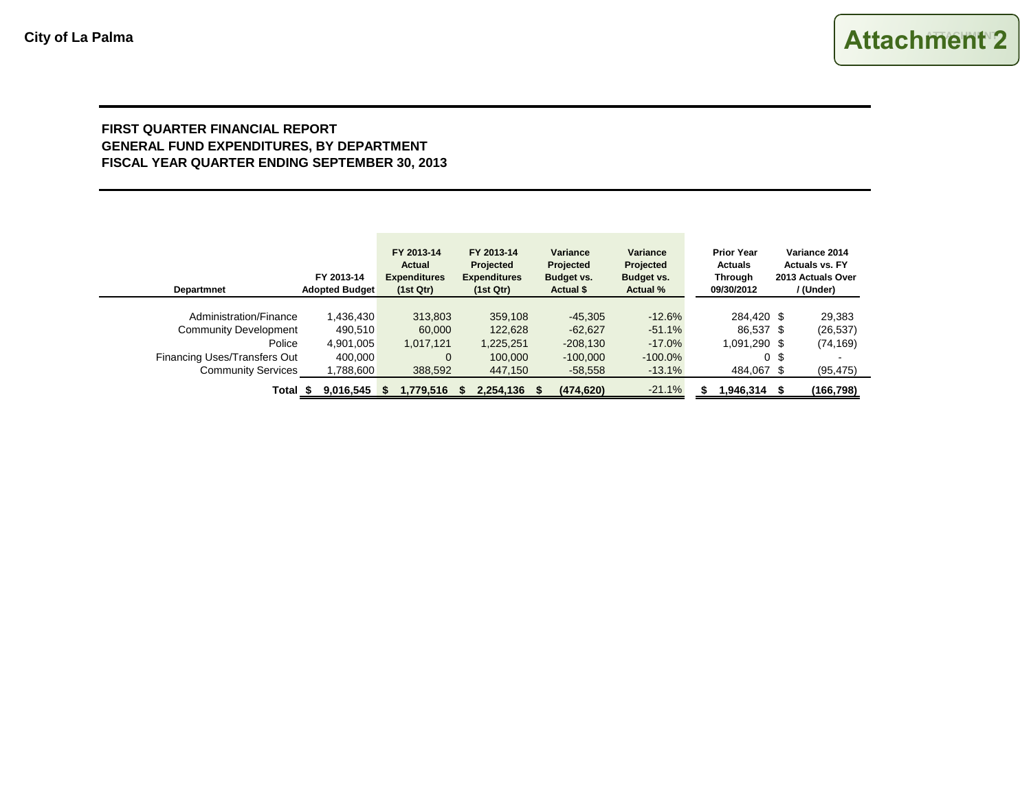City of La Palma

Attachment 2

**FIRST QUARTER FINANCIAL REPORT**
**GENERAL FUND EXPENDITURES, BY DEPARTMENT**
**FISCAL YEAR QUARTER ENDING SEPTEMBER 30, 2013**

| Departmnet | FY 2013-14 Adopted Budget | FY 2013-14 Actual Expenditures (1st Qtr) | FY 2013-14 Projected Expenditures (1st Qtr) | Variance Projected Budget vs. Actual $ | Variance Projected Budget vs. Actual % | Prior Year Actuals Through 09/30/2012 | Variance 2014 Actuals vs. FY 2013 Actuals Over / (Under) |
|---|---|---|---|---|---|---|---|
| Administration/Finance | 1,436,430 | 313,803 | 359,108 | -45,305 | -12.6% | 284,420 | $ 29,383 |
| Community Development | 490,510 | 60,000 | 122,628 | -62,627 | -51.1% | 86,537 | $ (26,537) |
| Police | 4,901,005 | 1,017,121 | 1,225,251 | -208,130 | -17.0% | 1,091,290 | $ (74,169) |
| Financing Uses/Transfers Out | 400,000 | 0 | 100,000 | -100,000 | -100.0% | 0 | $ - |
| Community Services | 1,788,600 | 388,592 | 447,150 | -58,558 | -13.1% | 484,067 | $ (95,475) |
| **Total** | **$ 9,016,545** | **$ 1,779,516** | **$ 2,254,136** | **$ (474,620)** | -21.1% | **$ 1,946,314** | **$ (166,798)** |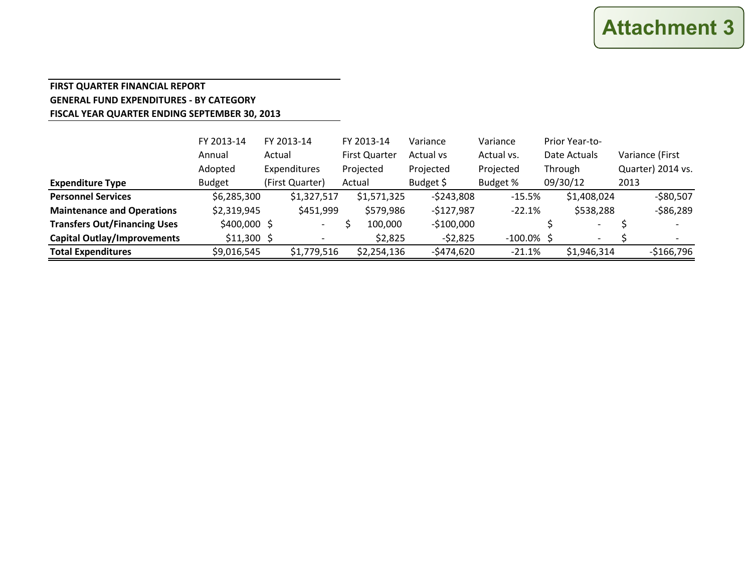Attachment 3

**FIRST QUARTER FINANCIAL REPORT**
**GENERAL FUND EXPENDITURES - BY CATEGORY**
**FISCAL YEAR QUARTER ENDING SEPTEMBER 30, 2013**

| Expenditure Type | FY 2013-14 Annual Adopted Budget | FY 2013-14 Actual Expenditures (First Quarter) | FY 2013-14 First Quarter Projected Actual | Variance Actual vs Projected Budget $ | Variance Actual vs. Projected Budget % | Prior Year-to-Date Actuals Through 09/30/12 | Variance (First Quarter) 2014 vs. 2013 |
|---|---|---|---|---|---|---|---|
| **Personnel Services** | $6,285,300 | $1,327,517 | $1,571,325 | -$243,808 | -15.5% | $1,408,024 | -$80,507 |
| **Maintenance and Operations** | $2,319,945 | $451,999 | $579,986 | -$127,987 | -22.1% | $538,288 | -$86,289 |
| **Transfers Out/Financing Uses** | $400,000 | $ - | $ 100,000 | -$100,000 | | $ - | $ - |
| **Capital Outlay/Improvements** | $11,300 | $ - | $2,825 | -$2,825 | -100.0% | $ - | $ - |
| **Total Expenditures** | $9,016,545 | $1,779,516 | $2,254,136 | -$474,620 | -21.1% | $1,946,314 | -$166,796 |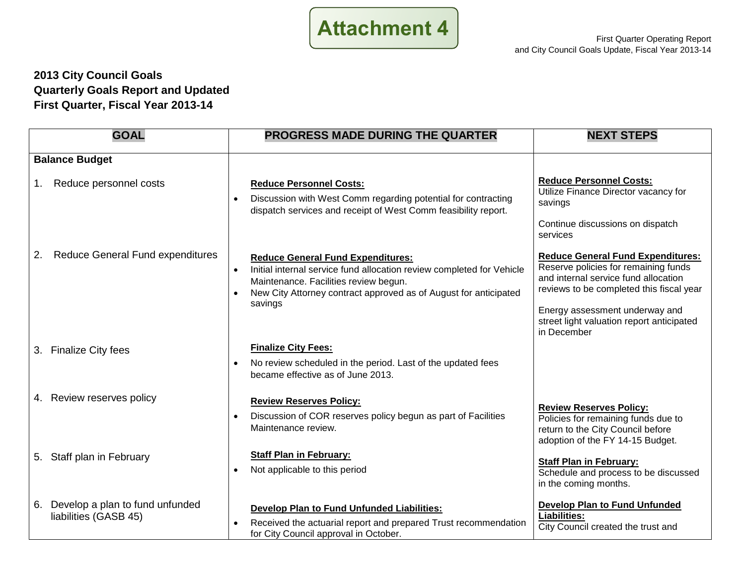**Attachment 4**

# 2013 City Council Goals
# Quarterly Goals Report and Updated
# First Quarter, Fiscal Year 2013-14

| GOAL | PROGRESS MADE DURING THE QUARTER | NEXT STEPS |
|---|---|---|
| **Balance Budget** | | |
| 1. Reduce personnel costs | **Reduce Personnel Costs:**<br>• Discussion with West Comm regarding potential for contracting dispatch services and receipt of West Comm feasibility report. | **Reduce Personnel Costs:**<br>Utilize Finance Director vacancy for savings<br><br>Continue discussions on dispatch services |
| 2. Reduce General Fund expenditures | **Reduce General Fund Expenditures:**<br>• Initial internal service fund allocation review completed for Vehicle Maintenance. Facilities review begun.<br>• New City Attorney contract approved as of August for anticipated savings | **Reduce General Fund Expenditures:**<br>Reserve policies for remaining funds and internal service fund allocation reviews to be completed this fiscal year<br><br>Energy assessment underway and street light valuation report anticipated in December |
| 3. Finalize City fees | **Finalize City Fees:**<br>• No review scheduled in the period. Last of the updated fees became effective as of June 2013. | |
| 4. Review reserves policy | **Review Reserves Policy:**<br>• Discussion of COR reserves policy begun as part of Facilities Maintenance review. | **Review Reserves Policy:**<br>Policies for remaining funds due to return to the City Council before adoption of the FY 14-15 Budget. |
| 5. Staff plan in February | **Staff Plan in February:**<br>• Not applicable to this period | **Staff Plan in February:**<br>Schedule and process to be discussed in the coming months. |
| 6. Develop a plan to fund unfunded liabilities (GASB 45) | **Develop Plan to Fund Unfunded Liabilities:**<br>• Received the actuarial report and prepared Trust recommendation for City Council approval in October. | **Develop Plan to Fund Unfunded Liabilities:**<br>City Council created the trust and |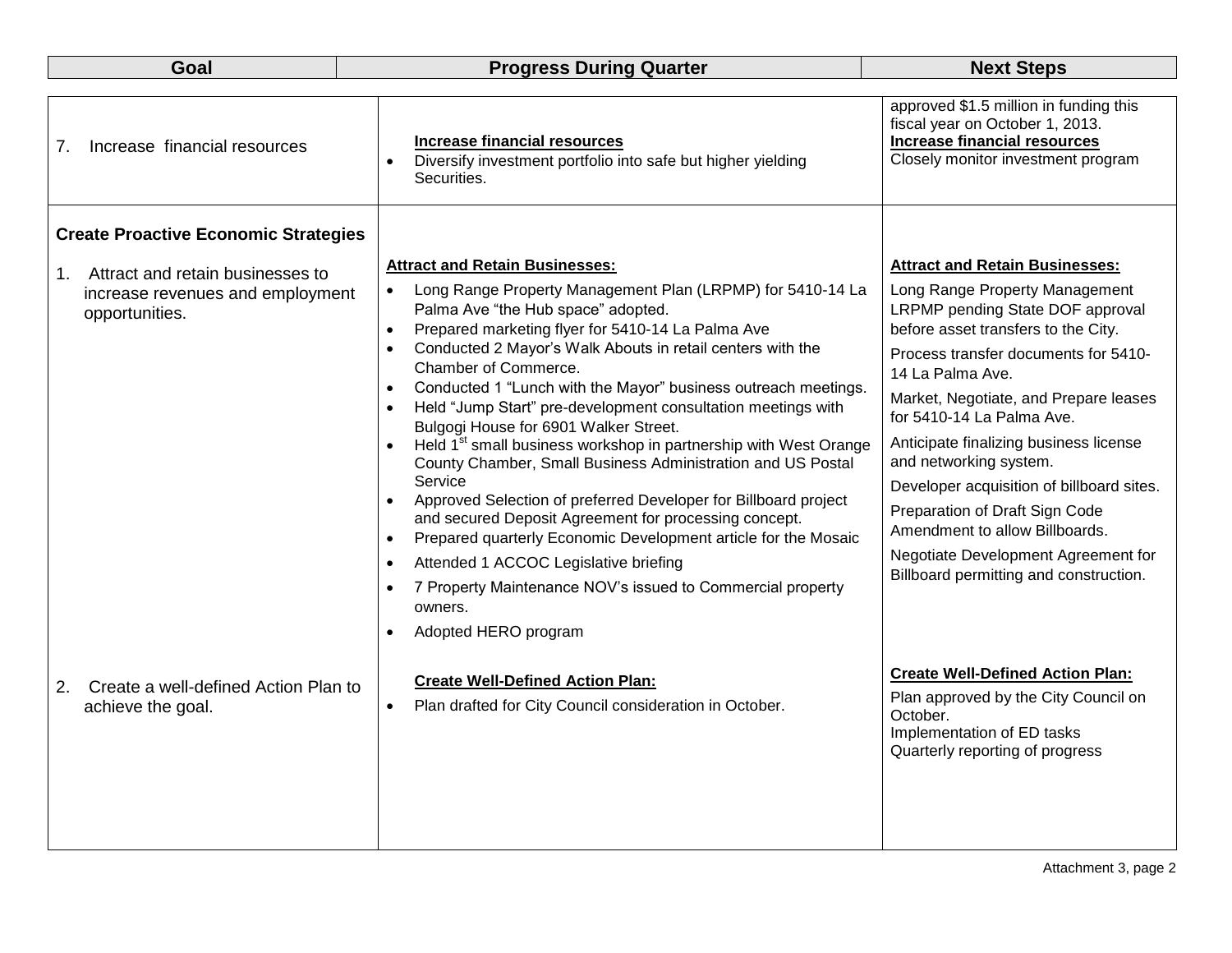| Goal | Progress During Quarter | Next Steps |
|---|---|---|
| 7. Increase financial resources | **Increase financial resources**<br>• Diversify investment portfolio into safe but higher yielding Securities. | approved $1.5 million in funding this fiscal year on October 1, 2013.<br>**Increase financial resources**<br>Closely monitor investment program |
| **Create Proactive Economic Strategies**<br><br>1. Attract and retain businesses to increase revenues and employment opportunities. | **Attract and Retain Businesses:**<br>• Long Range Property Management Plan (LRPMP) for 5410-14 La Palma Ave "the Hub space" adopted.<br>• Prepared marketing flyer for 5410-14 La Palma Ave<br>• Conducted 2 Mayor's Walk Abouts in retail centers with the Chamber of Commerce.<br>• Conducted 1 "Lunch with the Mayor" business outreach meetings.<br>• Held "Jump Start" pre-development consultation meetings with Bulgogi House for 6901 Walker Street.<br>• Held 1st small business workshop in partnership with West Orange County Chamber, Small Business Administration and US Postal Service<br>• Approved Selection of preferred Developer for Billboard project and secured Deposit Agreement for processing concept.<br>• Prepared quarterly Economic Development article for the Mosaic<br>• Attended 1 ACCOC Legislative briefing<br>• 7 Property Maintenance NOV's issued to Commercial property owners.<br>• Adopted HERO program | **Attract and Retain Businesses:**<br>Long Range Property Management LRPMP pending State DOF approval before asset transfers to the City.<br>Process transfer documents for 5410-14 La Palma Ave.<br>Market, Negotiate, and Prepare leases for 5410-14 La Palma Ave.<br>Anticipate finalizing business license and networking system.<br>Developer acquisition of billboard sites.<br>Preparation of Draft Sign Code Amendment to allow Billboards.<br>Negotiate Development Agreement for Billboard permitting and construction. |
| 2. Create a well-defined Action Plan to achieve the goal. | **Create Well-Defined Action Plan:**<br>• Plan drafted for City Council consideration in October. | **Create Well-Defined Action Plan:**<br>Plan approved by the City Council on October.<br>Implementation of ED tasks<br>Quarterly reporting of progress |

Attachment 3, page 2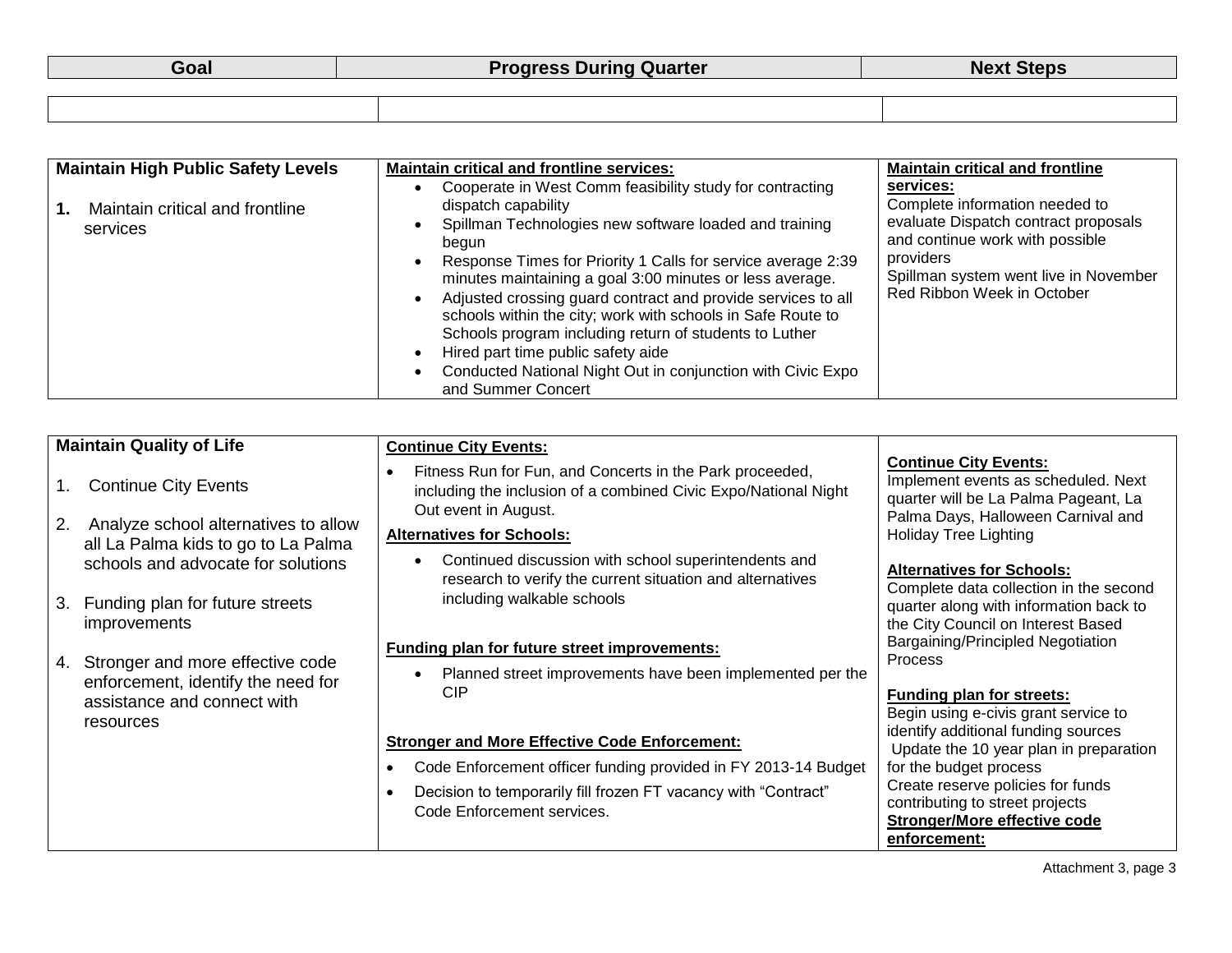| Goal | Progress During Quarter | Next Steps |
|---|---|---|
| | | |
| **Maintain High Public Safety Levels**<br><br>**1.** Maintain critical and frontline services | **<u>Maintain critical and frontline services:</u>**<br>• Cooperate in West Comm feasibility study for contracting dispatch capability<br>• Spillman Technologies new software loaded and training begun<br>• Response Times for Priority 1 Calls for service average 2:39 minutes maintaining a goal 3:00 minutes or less average.<br>• Adjusted crossing guard contract and provide services to all schools within the city; work with schools in Safe Route to Schools program including return of students to Luther<br>• Hired part time public safety aide<br>• Conducted National Night Out in conjunction with Civic Expo and Summer Concert | **<u>Maintain critical and frontline services:</u>**<br>Complete information needed to evaluate Dispatch contract proposals and continue work with possible providers<br>Spillman system went live in November<br>Red Ribbon Week in October |
| **Maintain Quality of Life**<br><br>1. Continue City Events<br><br>2. Analyze school alternatives to allow all La Palma kids to go to La Palma schools and advocate for solutions<br><br>3. Funding plan for future streets improvements<br><br>4. Stronger and more effective code enforcement, identify the need for assistance and connect with resources | **<u>Continue City Events:</u>**<br>• Fitness Run for Fun, and Concerts in the Park proceeded, including the inclusion of a combined Civic Expo/National Night Out event in August.<br>**<u>Alternatives for Schools:</u>**<br>• Continued discussion with school superintendents and research to verify the current situation and alternatives including walkable schools<br><br>**<u>Funding plan for future street improvements:</u>**<br>• Planned street improvements have been implemented per the CIP<br><br>**<u>Stronger and More Effective Code Enforcement:</u>**<br>• Code Enforcement officer funding provided in FY 2013-14 Budget<br>• Decision to temporarily fill frozen FT vacancy with "Contract" Code Enforcement services. | **<u>Continue City Events:</u>**<br>Implement events as scheduled. Next quarter will be La Palma Pageant, La Palma Days, Halloween Carnival and Holiday Tree Lighting<br><br>**<u>Alternatives for Schools:</u>**<br>Complete data collection in the second quarter along with information back to the City Council on Interest Based Bargaining/Principled Negotiation Process<br><br>**<u>Funding plan for streets:</u>**<br>Begin using e-civis grant service to identify additional funding sources<br>Update the 10 year plan in preparation for the budget process<br>Create reserve policies for funds contributing to street projects<br>**<u>Stronger/More effective code enforcement:</u>** |

Attachment 3, page 3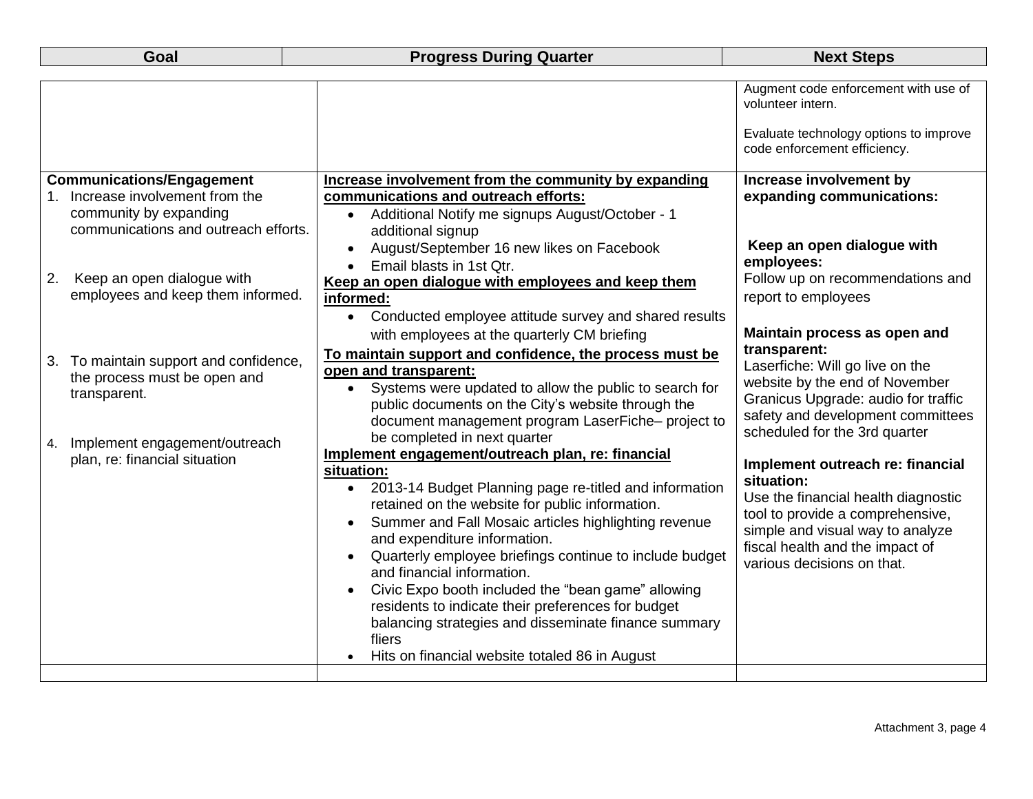| Goal | Progress During Quarter | Next Steps |
|---|---|---|
| | | Augment code enforcement with use of volunteer intern.<br><br>Evaluate technology options to improve code enforcement efficiency. |
| **Communications/Engagement**<br>1. Increase involvement from the community by expanding communications and outreach efforts.<br><br>2. Keep an open dialogue with employees and keep them informed.<br><br>3. To maintain support and confidence, the process must be open and transparent.<br><br>4. Implement engagement/outreach plan, re: financial situation | **<u>Increase involvement from the community by expanding communications and outreach efforts:</u>**<br>• Additional Notify me signups August/October - 1 additional signup<br>• August/September 16 new likes on Facebook<br>• Email blasts in 1st Qtr.<br>**<u>Keep an open dialogue with employees and keep them informed:</u>**<br>• Conducted employee attitude survey and shared results with employees at the quarterly CM briefing<br>**<u>To maintain support and confidence, the process must be open and transparent:</u>**<br>• Systems were updated to allow the public to search for public documents on the City's website through the document management program LaserFiche– project to be completed in next quarter<br>**<u>Implement engagement/outreach plan, re: financial situation:</u>**<br>• 2013-14 Budget Planning page re-titled and information retained on the website for public information.<br>• Summer and Fall Mosaic articles highlighting revenue and expenditure information.<br>• Quarterly employee briefings continue to include budget and financial information.<br>• Civic Expo booth included the "bean game" allowing residents to indicate their preferences for budget balancing strategies and disseminate finance summary fliers<br>• Hits on financial website totaled 86 in August | **Increase involvement by expanding communications:**<br><br>**Keep an open dialogue with employees:**<br>Follow up on recommendations and report to employees<br><br>**Maintain process as open and transparent:**<br>Laserfiche: Will go live on the website by the end of November<br>Granicus Upgrade: audio for traffic safety and development committees scheduled for the 3rd quarter<br><br>**Implement outreach re: financial situation:**<br>Use the financial health diagnostic tool to provide a comprehensive, simple and visual way to analyze fiscal health and the impact of various decisions on that. |
| | | |

Attachment 3, page 4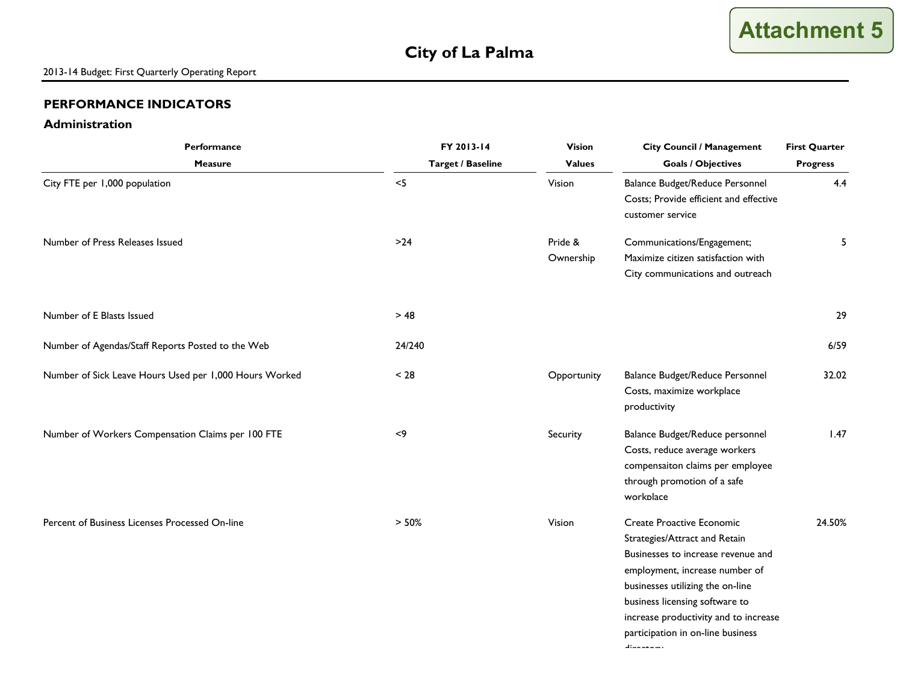Attachment 5

# City of La Palma

2013-14 Budget: First Quarterly Operating Report

## PERFORMANCE INDICATORS

### Administration

| Performance Measure | FY 2013-14 Target / Baseline | Vision Values | City Council / Management Goals / Objectives | First Quarter Progress |
|---|---|---|---|---|
| City FTE per 1,000 population | <5 | Vision | Balance Budget/Reduce Personnel Costs; Provide efficient and effective customer service | 4.4 |
| Number of Press Releases Issued | >24 | Pride & Ownership | Communications/Engagement; Maximize citizen satisfaction with City communications and outreach | 5 |
| Number of E Blasts Issued | > 48 | | | 29 |
| Number of Agendas/Staff Reports Posted to the Web | 24/240 | | | 6/59 |
| Number of Sick Leave Hours Used per 1,000 Hours Worked | < 28 | Opportunity | Balance Budget/Reduce Personnel Costs, maximize workplace productivity | 32.02 |
| Number of Workers Compensation Claims per 100 FTE | <9 | Security | Balance Budget/Reduce personnel Costs, reduce average workers compensaiton claims per employee through promotion of a safe workplace | 1.47 |
| Percent of Business Licenses Processed On-line | > 50% | Vision | Create Proactive Economic Strategies/Attract and Retain Businesses to increase revenue and employment, increase number of businesses utilizing the on-line business licensing software to increase productivity and to increase participation in on-line business directory | 24.50% |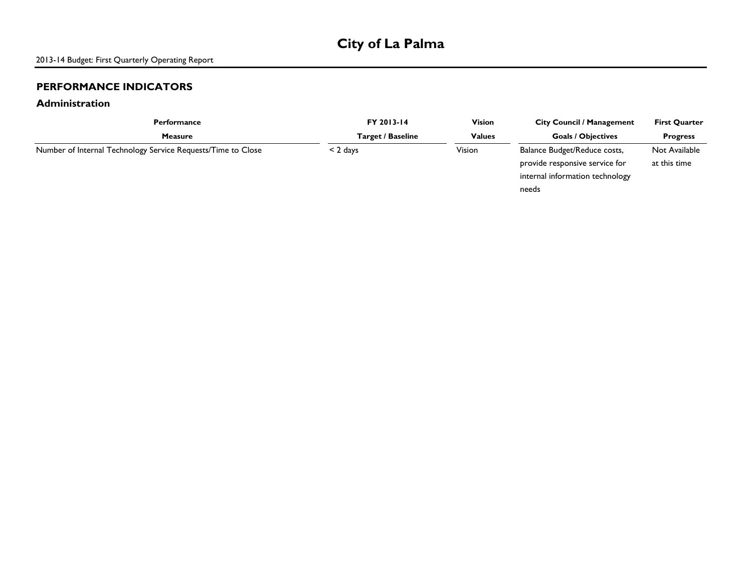## PERFORMANCE INDICATORS

### Administration

| Performance Measure | FY 2013-14 Target / Baseline | Vision Values | City Council / Management Goals / Objectives | First Quarter Progress |
|---|---|---|---|---|
| Number of Internal Technology Service Requests/Time to Close | < 2 days | Vision | Balance Budget/Reduce costs, provide responsive service for internal information technology needs | Not Available at this time |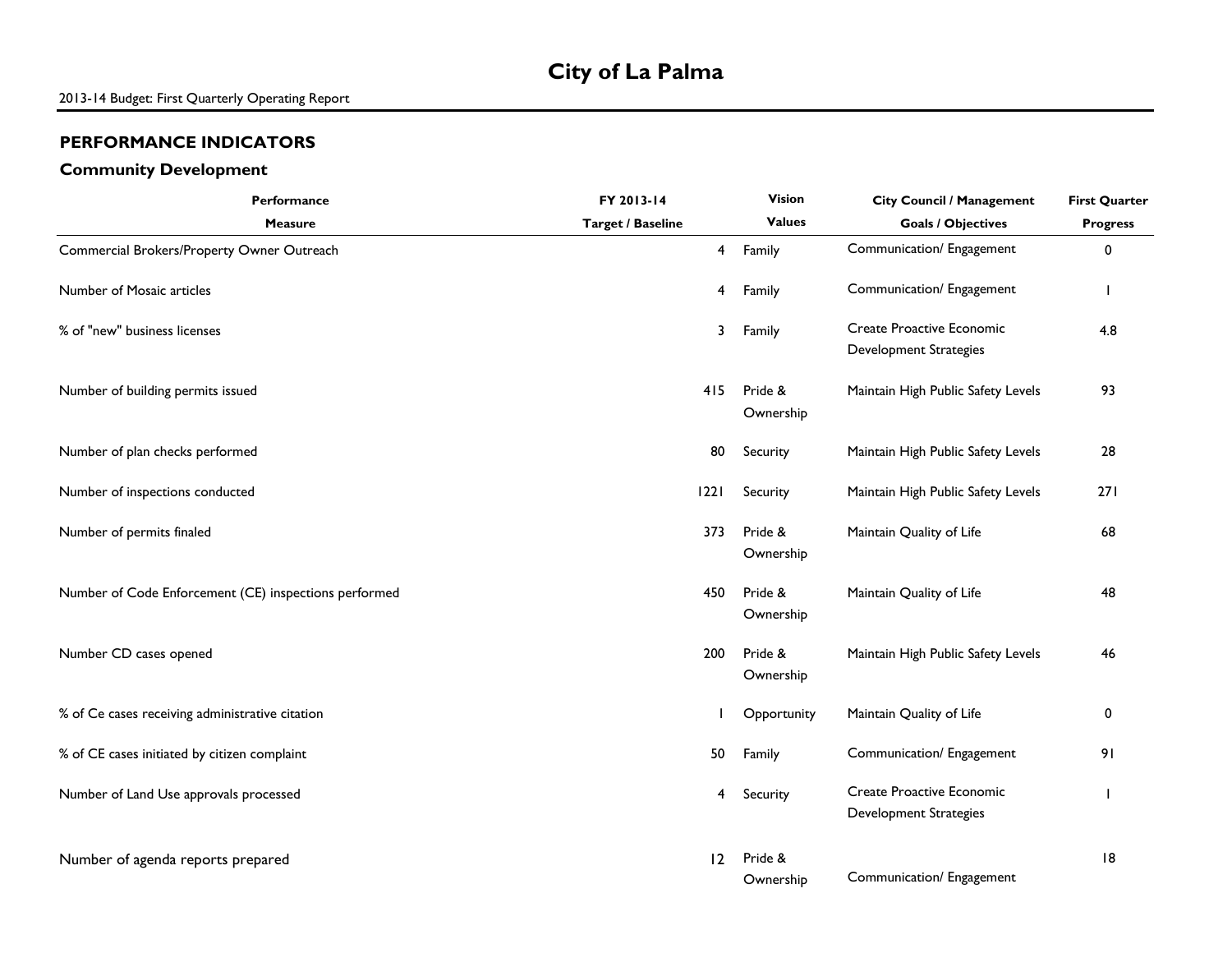# City of La Palma

2013-14 Budget: First Quarterly Operating Report

## PERFORMANCE INDICATORS

### Community Development

| Performance Measure | FY 2013-14 Target / Baseline | Vision Values | City Council / Management Goals / Objectives | First Quarter Progress |
|---|---|---|---|---|
| Commercial Brokers/Property Owner Outreach | 4 | Family | Communication/ Engagement | 0 |
| Number of Mosaic articles | 4 | Family | Communication/ Engagement | 1 |
| % of "new" business licenses | 3 | Family | Create Proactive Economic Development Strategies | 4.8 |
| Number of building permits issued | 415 | Pride & Ownership | Maintain High Public Safety Levels | 93 |
| Number of plan checks performed | 80 | Security | Maintain High Public Safety Levels | 28 |
| Number of inspections conducted | 1221 | Security | Maintain High Public Safety Levels | 271 |
| Number of permits finaled | 373 | Pride & Ownership | Maintain Quality of Life | 68 |
| Number of Code Enforcement (CE) inspections performed | 450 | Pride & Ownership | Maintain Quality of Life | 48 |
| Number CD cases opened | 200 | Pride & Ownership | Maintain High Public Safety Levels | 46 |
| % of Ce cases receiving administrative citation | 1 | Opportunity | Maintain Quality of Life | 0 |
| % of CE cases initiated by citizen complaint | 50 | Family | Communication/ Engagement | 91 |
| Number of Land Use approvals processed | 4 | Security | Create Proactive Economic Development Strategies | 1 |
| Number of agenda reports prepared | 12 | Pride & Ownership | Communication/ Engagement | 18 |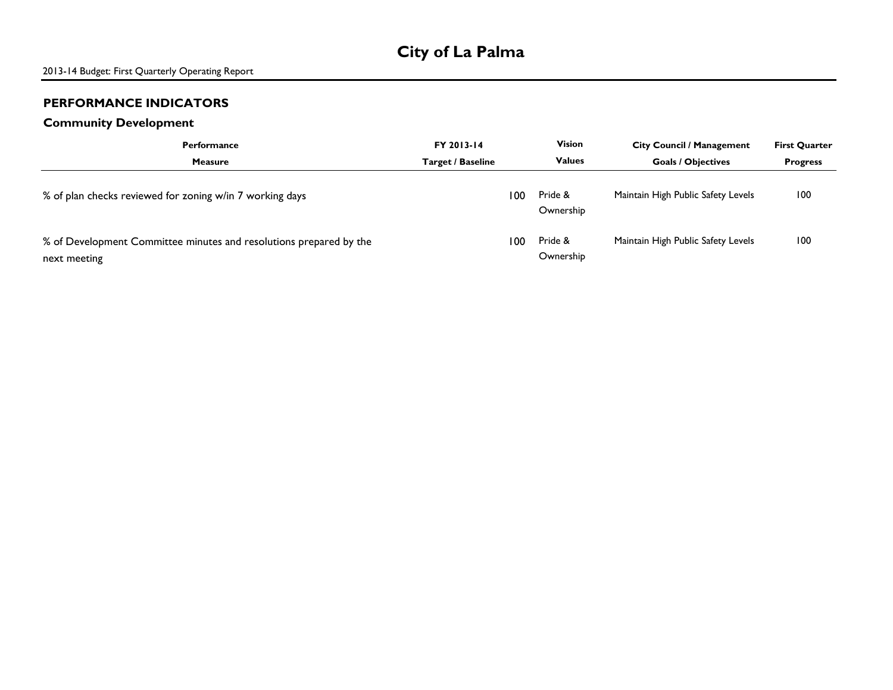# City of La Palma

2013-14 Budget: First Quarterly Operating Report

## PERFORMANCE INDICATORS

### Community Development

| Performance Measure | FY 2013-14 Target / Baseline | Vision Values | City Council / Management Goals / Objectives | First Quarter Progress |
|---|---|---|---|---|
| % of plan checks reviewed for zoning w/in 7 working days | 100 | Pride & Ownership | Maintain High Public Safety Levels | 100 |
| % of Development Committee minutes and resolutions prepared by the next meeting | 100 | Pride & Ownership | Maintain High Public Safety Levels | 100 |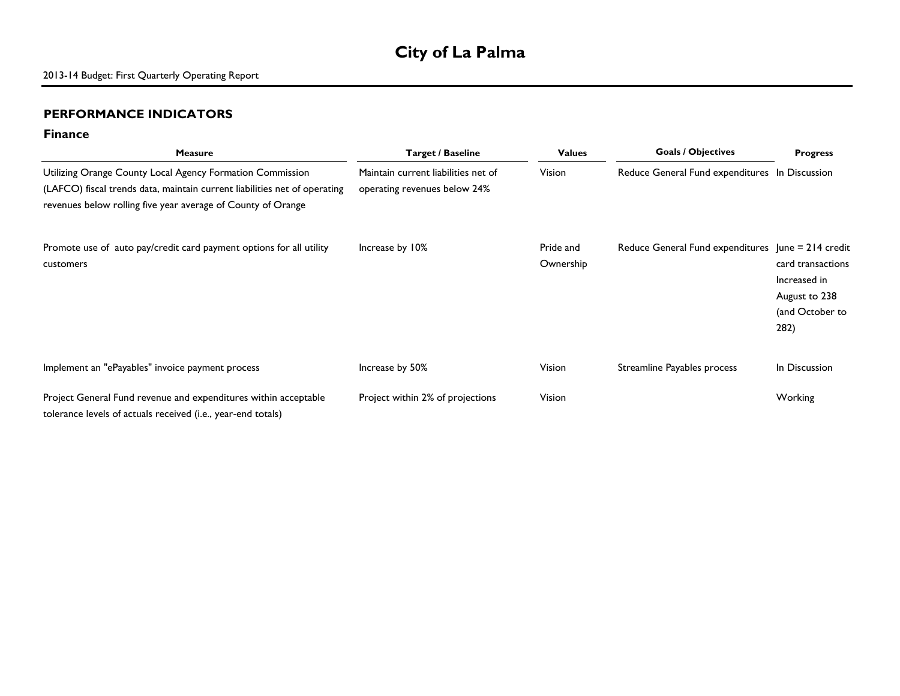# City of La Palma

2013-14 Budget: First Quarterly Operating Report

## PERFORMANCE INDICATORS

### Finance

| Measure | Target / Baseline | Values | Goals / Objectives | Progress |
|---|---|---|---|---|
| Utilizing Orange County Local Agency Formation Commission (LAFCO) fiscal trends data, maintain current liabilities net of operating revenues below rolling five year average of County of Orange | Maintain current liabilities net of operating revenues below 24% | Vision | Reduce General Fund expenditures | In Discussion |
| Promote use of auto pay/credit card payment options for all utility customers | Increase by 10% | Pride and Ownership | Reduce General Fund expenditures | June = 214 credit card transactions Increased in August to 238 (and October to 282) |
| Implement an "ePayables" invoice payment process | Increase by 50% | Vision | Streamline Payables process | In Discussion |
| Project General Fund revenue and expenditures within acceptable tolerance levels of actuals received (i.e., year-end totals) | Project within 2% of projections | Vision | | Working |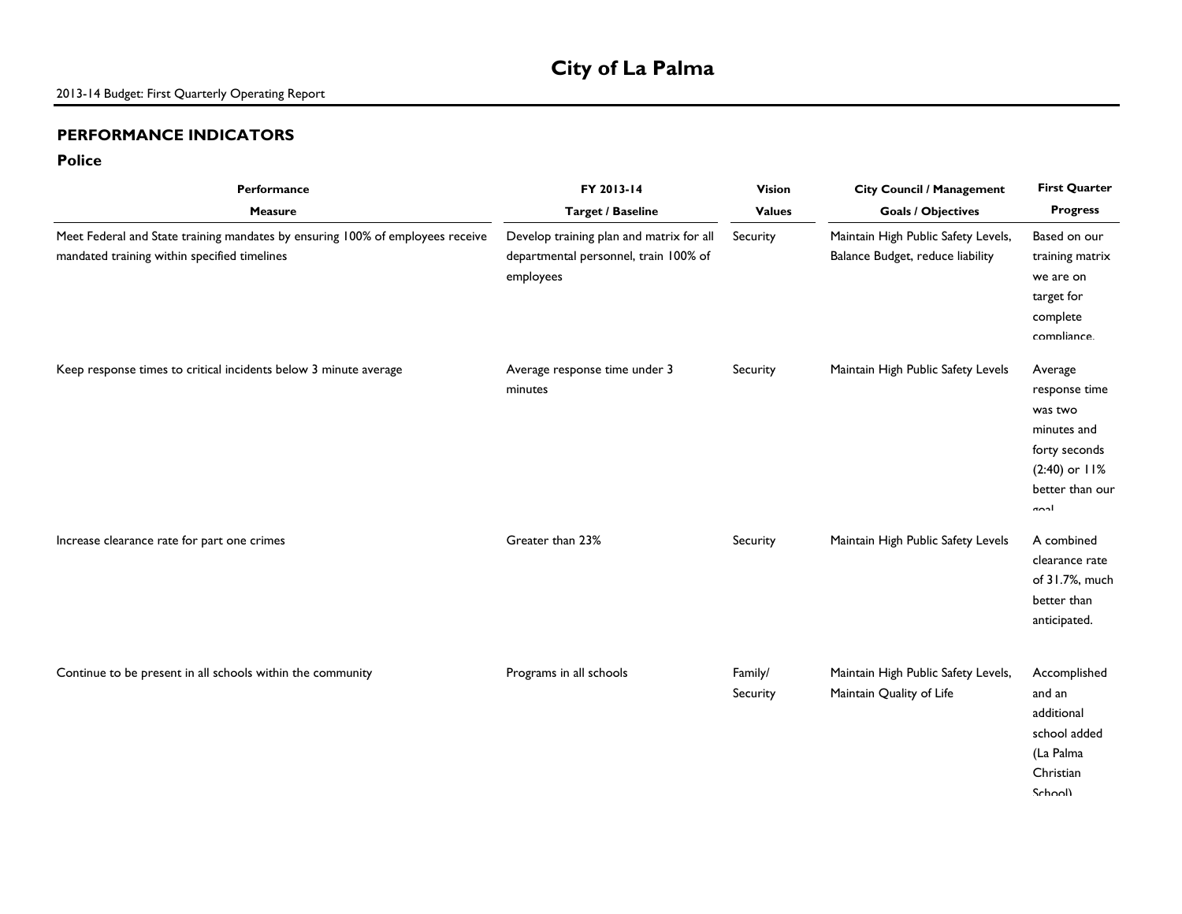# City of La Palma

2013-14 Budget: First Quarterly Operating Report

## PERFORMANCE INDICATORS

### Police

| Performance Measure | FY 2013-14 Target / Baseline | Vision Values | City Council / Management Goals / Objectives | First Quarter Progress |
|---|---|---|---|---|
| Meet Federal and State training mandates by ensuring 100% of employees receive mandated training within specified timelines | Develop training plan and matrix for all departmental personnel, train 100% of employees | Security | Maintain High Public Safety Levels, Balance Budget, reduce liability | Based on our training matrix we are on target for complete compliance. |
| Keep response times to critical incidents below 3 minute average | Average response time under 3 minutes | Security | Maintain High Public Safety Levels | Average response time was two minutes and forty seconds (2:40) or 11% better than our goal |
| Increase clearance rate for part one crimes | Greater than 23% | Security | Maintain High Public Safety Levels | A combined clearance rate of 31.7%, much better than anticipated. |
| Continue to be present in all schools within the community | Programs in all schools | Family/ Security | Maintain High Public Safety Levels, Maintain Quality of Life | Accomplished and an additional school added (La Palma Christian School) |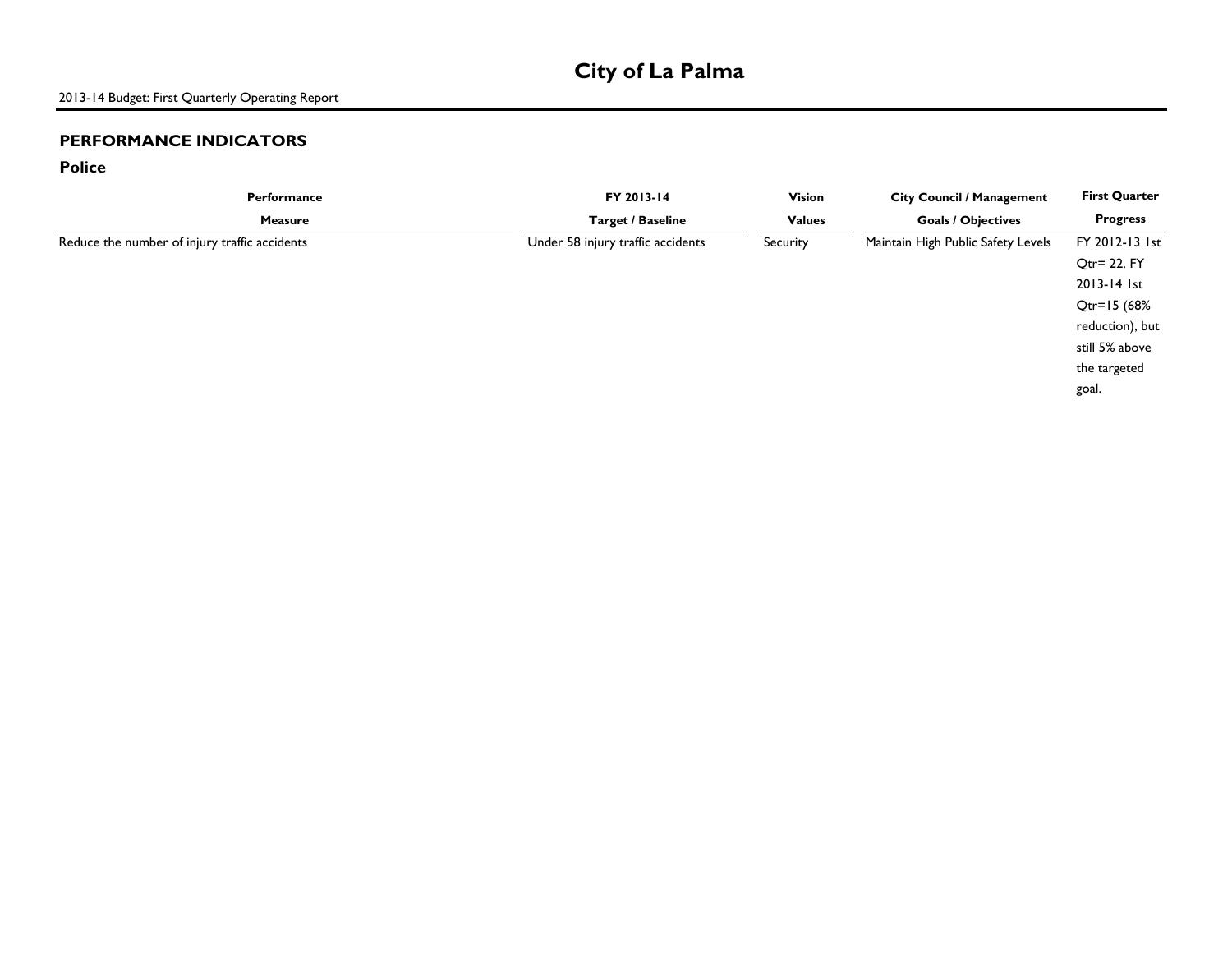# City of La Palma

2013-14 Budget: First Quarterly Operating Report

## PERFORMANCE INDICATORS

### Police

| Performance Measure | FY 2013-14 Target / Baseline | Vision Values | City Council / Management Goals / Objectives | First Quarter Progress |
|---|---|---|---|---|
| Reduce the number of injury traffic accidents | Under 58 injury traffic accidents | Security | Maintain High Public Safety Levels | FY 2012-13 1st Qtr= 22. FY 2013-14 1st Qtr=15 (68% reduction), but still 5% above the targeted goal. |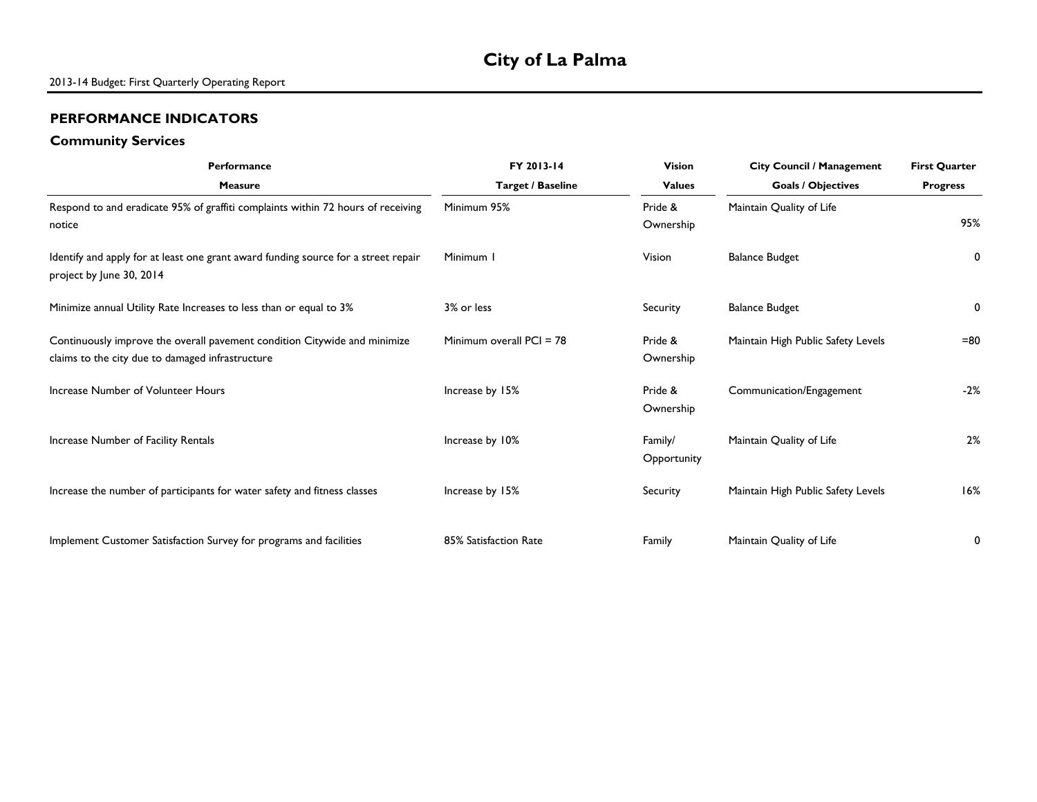# City of La Palma

2013-14 Budget: First Quarterly Operating Report

## PERFORMANCE INDICATORS

### Community Services

| Performance Measure | FY 2013-14 Target / Baseline | Vision Values | City Council / Management Goals / Objectives | First Quarter Progress |
|---|---|---|---|---|
| Respond to and eradicate 95% of graffiti complaints within 72 hours of receiving notice | Minimum 95% | Pride & Ownership | Maintain Quality of Life | 95% |
| Identify and apply for at least one grant award funding source for a street repair project by June 30, 2014 | Minimum 1 | Vision | Balance Budget | 0 |
| Minimize annual Utility Rate Increases to less than or equal to 3% | 3% or less | Security | Balance Budget | 0 |
| Continuously improve the overall pavement condition Citywide and minimize claims to the city due to damaged infrastructure | Minimum overall PCI = 78 | Pride & Ownership | Maintain High Public Safety Levels | =80 |
| Increase Number of Volunteer Hours | Increase by 15% | Pride & Ownership | Communication/Engagement | -2% |
| Increase Number of Facility Rentals | Increase by 10% | Family/ Opportunity | Maintain Quality of Life | 2% |
| Increase the number of participants for water safety and fitness classes | Increase by 15% | Security | Maintain High Public Safety Levels | 16% |
| Implement Customer Satisfaction Survey for programs and facilities | 85% Satisfaction Rate | Family | Maintain Quality of Life | 0 |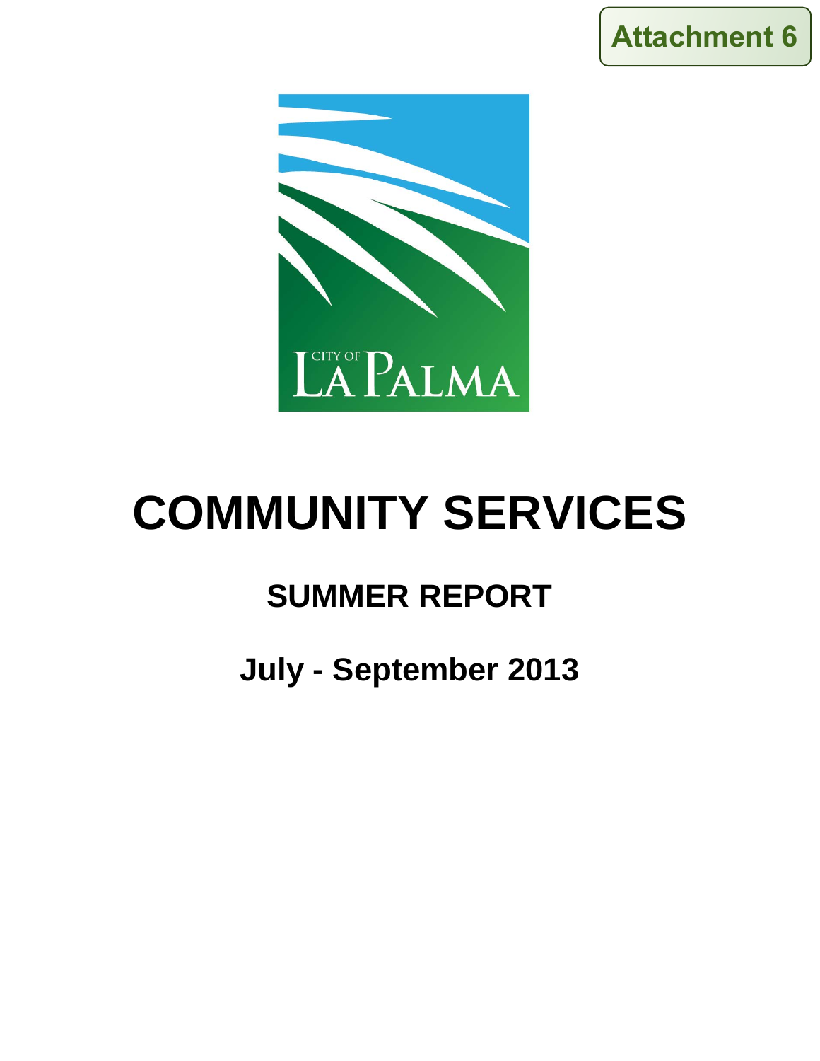Attachment 6

CITY OF LA PALMA

# COMMUNITY SERVICES

## SUMMER REPORT

## July - September 2013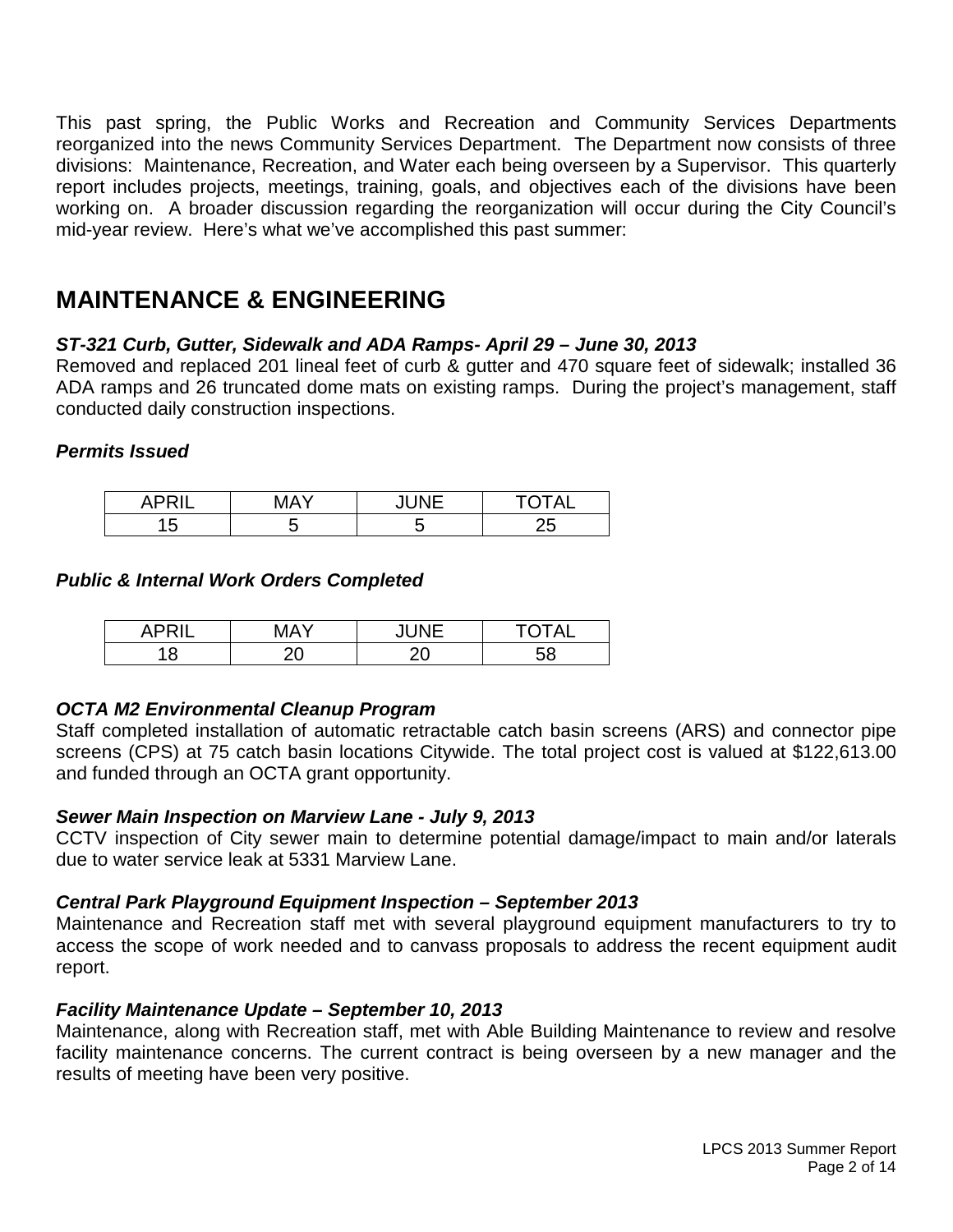This past spring, the Public Works and Recreation and Community Services Departments reorganized into the news Community Services Department. The Department now consists of three divisions: Maintenance, Recreation, and Water each being overseen by a Supervisor. This quarterly report includes projects, meetings, training, goals, and objectives each of the divisions have been working on. A broader discussion regarding the reorganization will occur during the City Council's mid-year review. Here's what we've accomplished this past summer:

# MAINTENANCE & ENGINEERING

### *ST-321 Curb, Gutter, Sidewalk and ADA Ramps- April 29 – June 30, 2013*

Removed and replaced 201 lineal feet of curb & gutter and 470 square feet of sidewalk; installed 36 ADA ramps and 26 truncated dome mats on existing ramps. During the project's management, staff conducted daily construction inspections.

### *Permits Issued*

| APRIL | MAY | JUNE | TOTAL |
|---|---|---|---|
| 15 | 5 | 5 | 25 |

### *Public & Internal Work Orders Completed*

| APRIL | MAY | JUNE | TOTAL |
|---|---|---|---|
| 18 | 20 | 20 | 58 |

### *OCTA M2 Environmental Cleanup Program*

Staff completed installation of automatic retractable catch basin screens (ARS) and connector pipe screens (CPS) at 75 catch basin locations Citywide. The total project cost is valued at $122,613.00 and funded through an OCTA grant opportunity.

### *Sewer Main Inspection on Marview Lane - July 9, 2013*

CCTV inspection of City sewer main to determine potential damage/impact to main and/or laterals due to water service leak at 5331 Marview Lane.

### *Central Park Playground Equipment Inspection – September 2013*

Maintenance and Recreation staff met with several playground equipment manufacturers to try to access the scope of work needed and to canvass proposals to address the recent equipment audit report.

### *Facility Maintenance Update – September 10, 2013*

Maintenance, along with Recreation staff, met with Able Building Maintenance to review and resolve facility maintenance concerns. The current contract is being overseen by a new manager and the results of meeting have been very positive.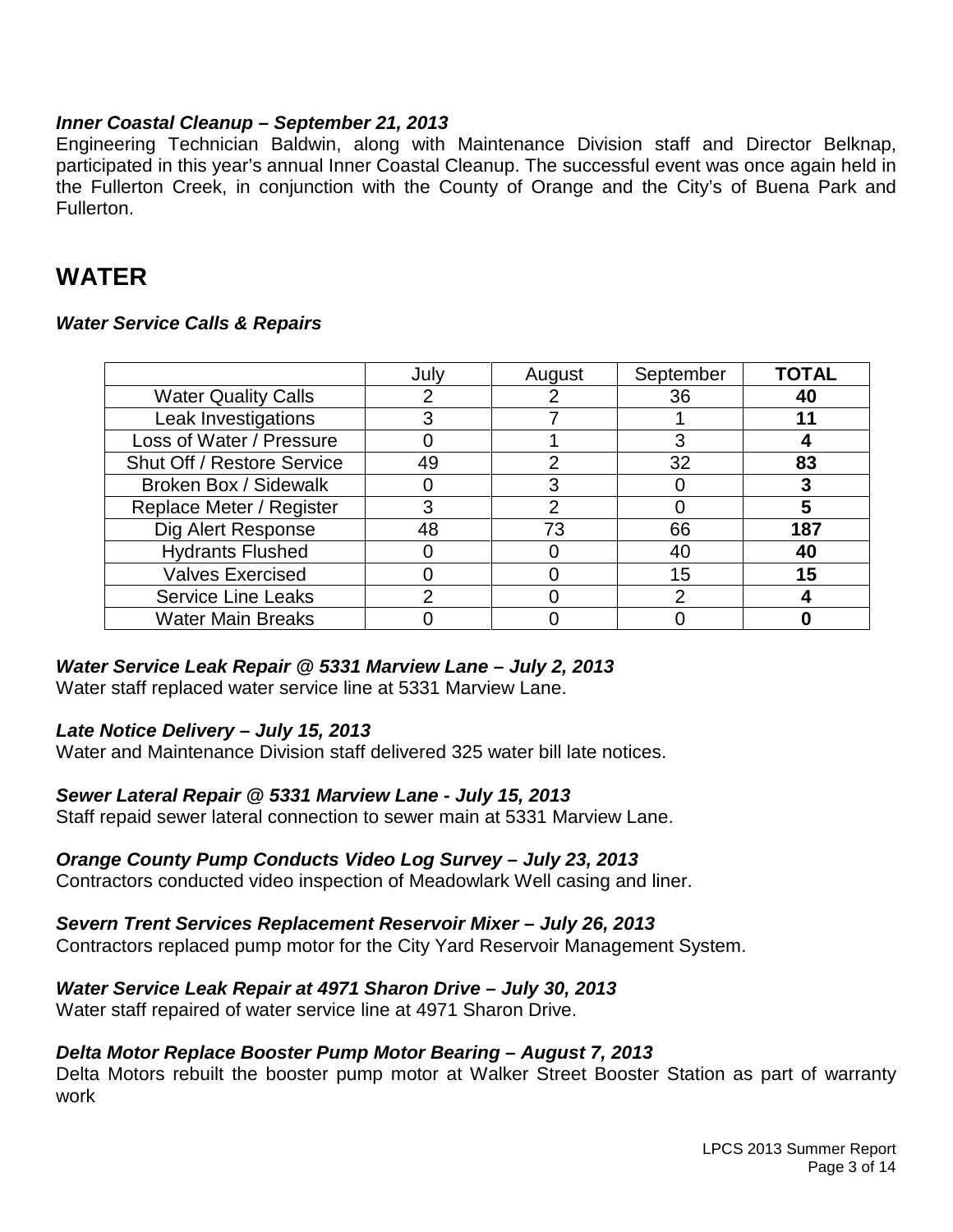***Inner Coastal Cleanup – September 21, 2013***

Engineering Technician Baldwin, along with Maintenance Division staff and Director Belknap, participated in this year's annual Inner Coastal Cleanup. The successful event was once again held in the Fullerton Creek, in conjunction with the County of Orange and the City's of Buena Park and Fullerton.

# WATER

***Water Service Calls & Repairs***

| | July | August | September | **TOTAL** |
|---|---|---|---|---|
| Water Quality Calls | 2 | 2 | 36 | **40** |
| Leak Investigations | 3 | 7 | 1 | **11** |
| Loss of Water / Pressure | 0 | 1 | 3 | **4** |
| Shut Off / Restore Service | 49 | 2 | 32 | **83** |
| Broken Box / Sidewalk | 0 | 3 | 0 | **3** |
| Replace Meter / Register | 3 | 2 | 0 | **5** |
| Dig Alert Response | 48 | 73 | 66 | **187** |
| Hydrants Flushed | 0 | 0 | 40 | **40** |
| Valves Exercised | 0 | 0 | 15 | **15** |
| Service Line Leaks | 2 | 0 | 2 | **4** |
| Water Main Breaks | 0 | 0 | 0 | **0** |

***Water Service Leak Repair @ 5331 Marview Lane – July 2, 2013***

Water staff replaced water service line at 5331 Marview Lane.

***Late Notice Delivery – July 15, 2013***

Water and Maintenance Division staff delivered 325 water bill late notices.

***Sewer Lateral Repair @ 5331 Marview Lane - July 15, 2013***

Staff repaid sewer lateral connection to sewer main at 5331 Marview Lane.

***Orange County Pump Conducts Video Log Survey – July 23, 2013***

Contractors conducted video inspection of Meadowlark Well casing and liner.

***Severn Trent Services Replacement Reservoir Mixer – July 26, 2013***

Contractors replaced pump motor for the City Yard Reservoir Management System.

***Water Service Leak Repair at 4971 Sharon Drive – July 30, 2013***

Water staff repaired of water service line at 4971 Sharon Drive.

***Delta Motor Replace Booster Pump Motor Bearing – August 7, 2013***

Delta Motors rebuilt the booster pump motor at Walker Street Booster Station as part of warranty work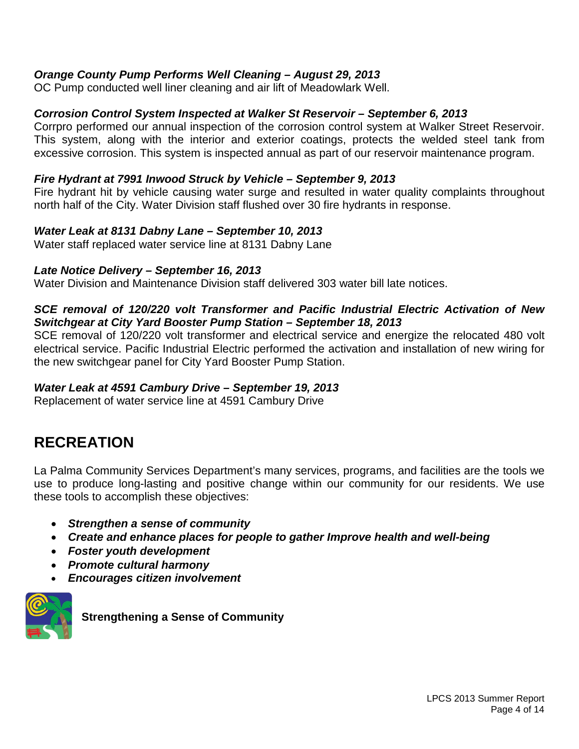***Orange County Pump Performs Well Cleaning – August 29, 2013***

OC Pump conducted well liner cleaning and air lift of Meadowlark Well.

***Corrosion Control System Inspected at Walker St Reservoir – September 6, 2013***

Corrpro performed our annual inspection of the corrosion control system at Walker Street Reservoir. This system, along with the interior and exterior coatings, protects the welded steel tank from excessive corrosion. This system is inspected annual as part of our reservoir maintenance program.

***Fire Hydrant at 7991 Inwood Struck by Vehicle – September 9, 2013***

Fire hydrant hit by vehicle causing water surge and resulted in water quality complaints throughout north half of the City. Water Division staff flushed over 30 fire hydrants in response.

***Water Leak at 8131 Dabny Lane – September 10, 2013***

Water staff replaced water service line at 8131 Dabny Lane

***Late Notice Delivery – September 16, 2013***

Water Division and Maintenance Division staff delivered 303 water bill late notices.

***SCE removal of 120/220 volt Transformer and Pacific Industrial Electric Activation of New Switchgear at City Yard Booster Pump Station – September 18, 2013***

SCE removal of 120/220 volt transformer and electrical service and energize the relocated 480 volt electrical service. Pacific Industrial Electric performed the activation and installation of new wiring for the new switchgear panel for City Yard Booster Pump Station.

***Water Leak at 4591 Cambury Drive – September 19, 2013***

Replacement of water service line at 4591 Cambury Drive

# RECREATION

La Palma Community Services Department's many services, programs, and facilities are the tools we use to produce long-lasting and positive change within our community for our residents. We use these tools to accomplish these objectives:

- ***Strengthen a sense of community***
- ***Create and enhance places for people to gather Improve health and well-being***
- ***Foster youth development***
- ***Promote cultural harmony***
- ***Encourages citizen involvement***

**Strengthening a Sense of Community**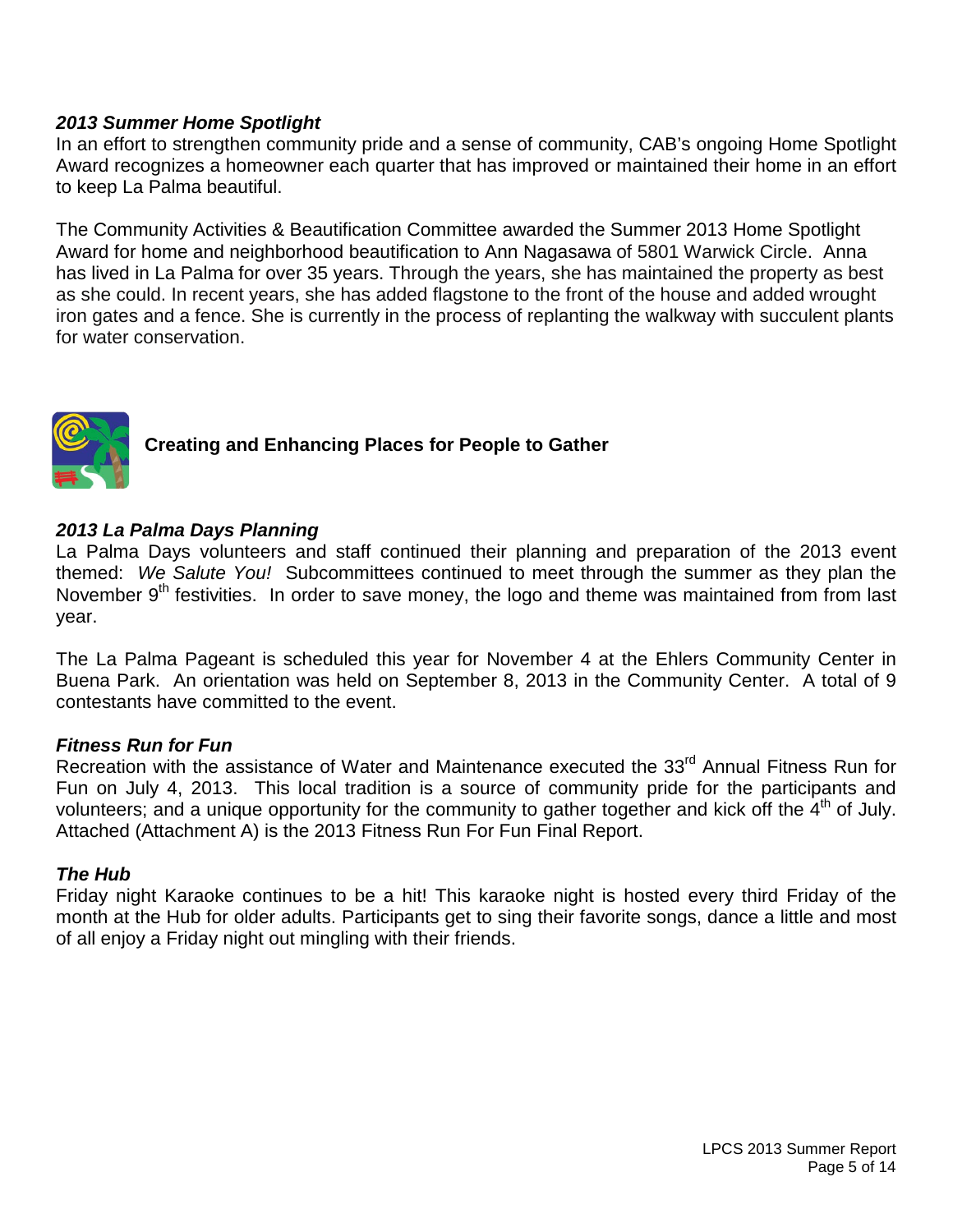### *2013 Summer Home Spotlight*

In an effort to strengthen community pride and a sense of community, CAB's ongoing Home Spotlight Award recognizes a homeowner each quarter that has improved or maintained their home in an effort to keep La Palma beautiful.

The Community Activities & Beautification Committee awarded the Summer 2013 Home Spotlight Award for home and neighborhood beautification to Ann Nagasawa of 5801 Warwick Circle. Anna has lived in La Palma for over 35 years. Through the years, she has maintained the property as best as she could. In recent years, she has added flagstone to the front of the house and added wrought iron gates and a fence. She is currently in the process of replanting the walkway with succulent plants for water conservation.

## Creating and Enhancing Places for People to Gather

### *2013 La Palma Days Planning*

La Palma Days volunteers and staff continued their planning and preparation of the 2013 event themed: *We Salute You!* Subcommittees continued to meet through the summer as they plan the November 9th festivities. In order to save money, the logo and theme was maintained from from last year.

The La Palma Pageant is scheduled this year for November 4 at the Ehlers Community Center in Buena Park. An orientation was held on September 8, 2013 in the Community Center. A total of 9 contestants have committed to the event.

### *Fitness Run for Fun*

Recreation with the assistance of Water and Maintenance executed the 33rd Annual Fitness Run for Fun on July 4, 2013. This local tradition is a source of community pride for the participants and volunteers; and a unique opportunity for the community to gather together and kick off the 4th of July. Attached (Attachment A) is the 2013 Fitness Run For Fun Final Report.

### *The Hub*

Friday night Karaoke continues to be a hit! This karaoke night is hosted every third Friday of the month at the Hub for older adults. Participants get to sing their favorite songs, dance a little and most of all enjoy a Friday night out mingling with their friends.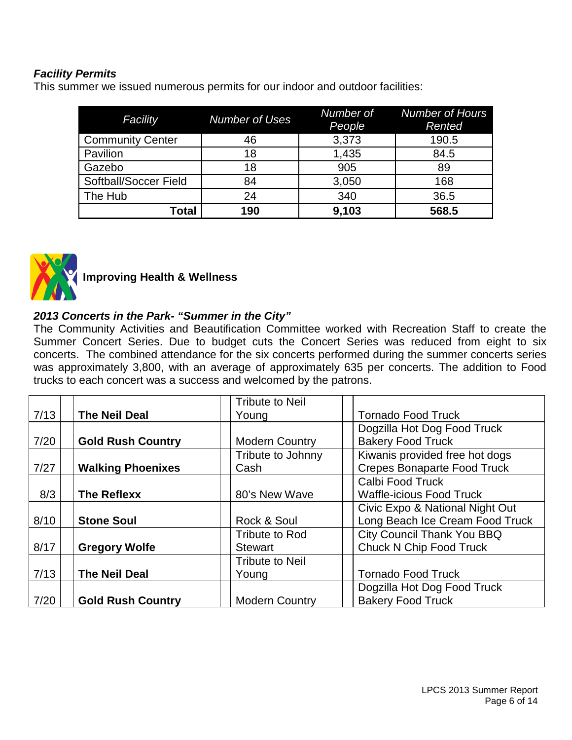***Facility Permits***

This summer we issued numerous permits for our indoor and outdoor facilities:

| *Facility* | *Number of Uses* | *Number of People* | *Number of Hours Rented* |
|---|---|---|---|
| Community Center | 46 | 3,373 | 190.5 |
| Pavilion | 18 | 1,435 | 84.5 |
| Gazebo | 18 | 905 | 89 |
| Softball/Soccer Field | 84 | 3,050 | 168 |
| The Hub | 24 | 340 | 36.5 |
| **Total** | **190** | **9,103** | **568.5** |

## Improving Health & Wellness

***2013 Concerts in the Park- "Summer in the City"***

The Community Activities and Beautification Committee worked with Recreation Staff to create the Summer Concert Series. Due to budget cuts the Concert Series was reduced from eight to six concerts. The combined attendance for the six concerts performed during the summer concerts series was approximately 3,800, with an average of approximately 635 per concerts. The addition to Food trucks to each concert was a success and welcomed by the patrons.

| Date | Performer | Genre | Food |
|---|---|---|---|
| 7/13 | **The Neil Deal** | Tribute to Neil Young | Tornado Food Truck |
| 7/20 | **Gold Rush Country** | Modern Country | Dogzilla Hot Dog Food Truck<br>Bakery Food Truck |
| 7/27 | **Walking Phoenixes** | Tribute to Johnny Cash | Kiwanis provided free hot dogs<br>Crepes Bonaparte Food Truck |
| 8/3 | **The Reflexx** | 80's New Wave | Calbi Food Truck<br>Waffle-icious Food Truck |
| 8/10 | **Stone Soul** | Rock & Soul | Civic Expo & National Night Out<br>Long Beach Ice Cream Food Truck |
| 8/17 | **Gregory Wolfe** | Tribute to Rod Stewart | City Council Thank You BBQ<br>Chuck N Chip Food Truck |
| 7/13 | **The Neil Deal** | Tribute to Neil Young | Tornado Food Truck |
| 7/20 | **Gold Rush Country** | Modern Country | Dogzilla Hot Dog Food Truck<br>Bakery Food Truck |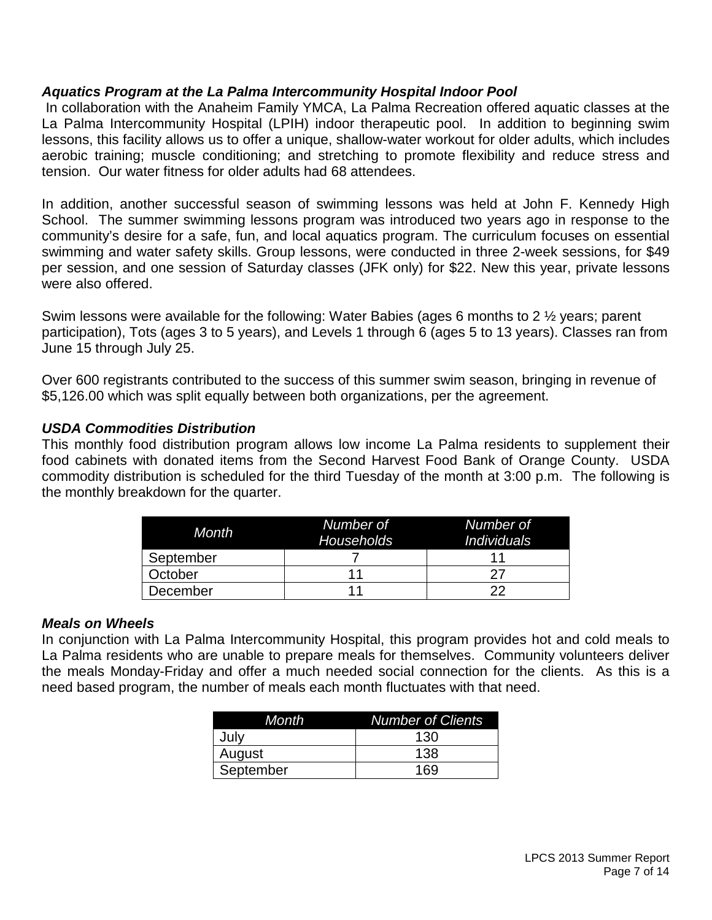### ***Aquatics Program at the La Palma Intercommunity Hospital Indoor Pool***

In collaboration with the Anaheim Family YMCA, La Palma Recreation offered aquatic classes at the La Palma Intercommunity Hospital (LPIH) indoor therapeutic pool. In addition to beginning swim lessons, this facility allows us to offer a unique, shallow-water workout for older adults, which includes aerobic training; muscle conditioning; and stretching to promote flexibility and reduce stress and tension. Our water fitness for older adults had 68 attendees.

In addition, another successful season of swimming lessons was held at John F. Kennedy High School. The summer swimming lessons program was introduced two years ago in response to the community's desire for a safe, fun, and local aquatics program. The curriculum focuses on essential swimming and water safety skills. Group lessons, were conducted in three 2-week sessions, for $49 per session, and one session of Saturday classes (JFK only) for $22. New this year, private lessons were also offered.

Swim lessons were available for the following: Water Babies (ages 6 months to 2 ½ years; parent participation), Tots (ages 3 to 5 years), and Levels 1 through 6 (ages 5 to 13 years). Classes ran from June 15 through July 25.

Over 600 registrants contributed to the success of this summer swim season, bringing in revenue of $5,126.00 which was split equally between both organizations, per the agreement.

### ***USDA Commodities Distribution***

This monthly food distribution program allows low income La Palma residents to supplement their food cabinets with donated items from the Second Harvest Food Bank of Orange County. USDA commodity distribution is scheduled for the third Tuesday of the month at 3:00 p.m. The following is the monthly breakdown for the quarter.

| *Month* | *Number of Households* | *Number of Individuals* |
|---|---|---|
| September | 7 | 11 |
| October | 11 | 27 |
| December | 11 | 22 |

### ***Meals on Wheels***

In conjunction with La Palma Intercommunity Hospital, this program provides hot and cold meals to La Palma residents who are unable to prepare meals for themselves. Community volunteers deliver the meals Monday-Friday and offer a much needed social connection for the clients. As this is a need based program, the number of meals each month fluctuates with that need.

| *Month* | *Number of Clients* |
|---|---|
| July | 130 |
| August | 138 |
| September | 169 |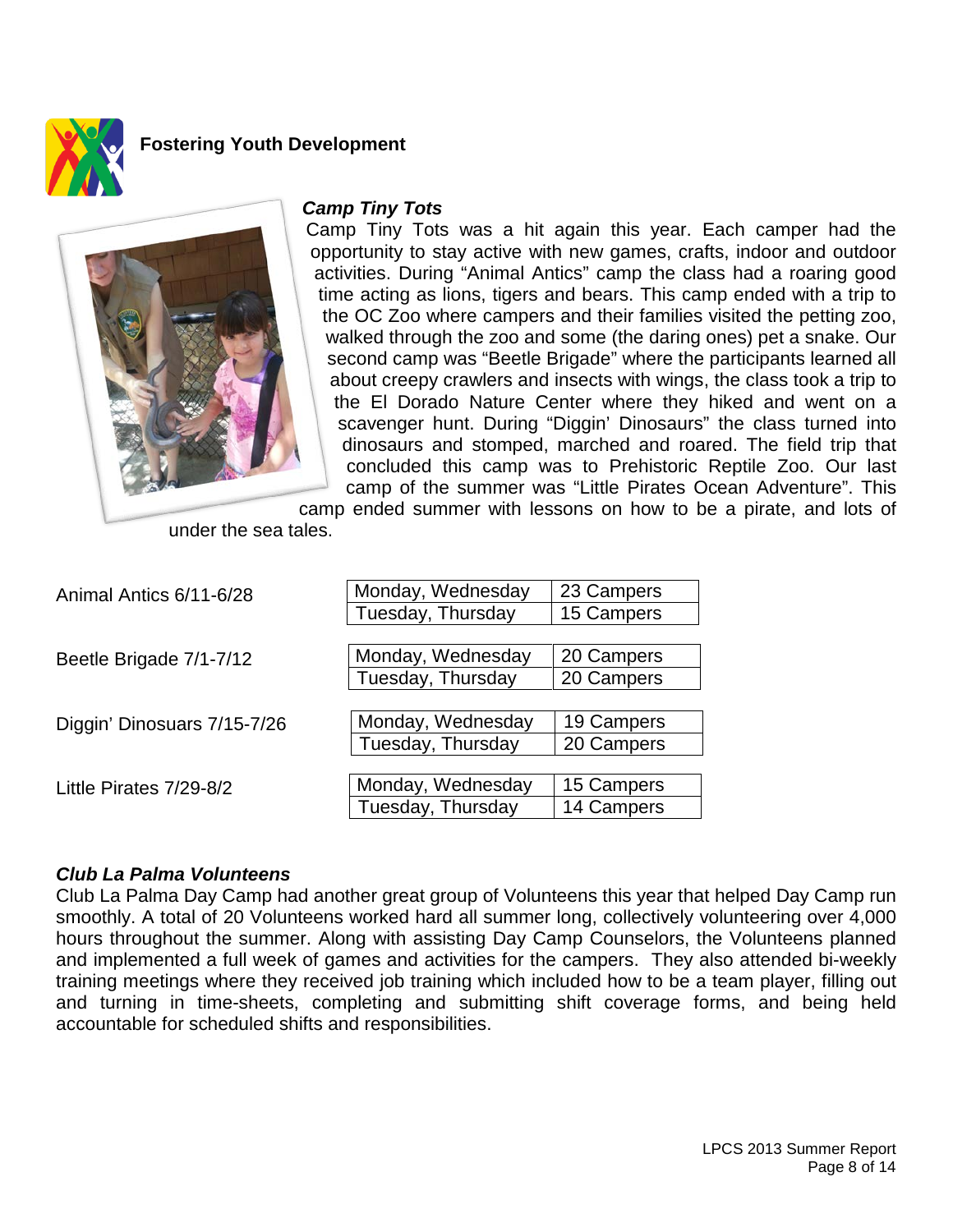## Fostering Youth Development

### *Camp Tiny Tots*

Camp Tiny Tots was a hit again this year. Each camper had the opportunity to stay active with new games, crafts, indoor and outdoor activities. During "Animal Antics" camp the class had a roaring good time acting as lions, tigers and bears. This camp ended with a trip to the OC Zoo where campers and their families visited the petting zoo, walked through the zoo and some (the daring ones) pet a snake. Our second camp was "Beetle Brigade" where the participants learned all about creepy crawlers and insects with wings, the class took a trip to the El Dorado Nature Center where they hiked and went on a scavenger hunt. During "Diggin' Dinosaurs" the class turned into dinosaurs and stomped, marched and roared. The field trip that concluded this camp was to Prehistoric Reptile Zoo. Our last camp of the summer was "Little Pirates Ocean Adventure". This camp ended summer with lessons on how to be a pirate, and lots of under the sea tales.

| Camp | Days | Campers |
|---|---|---|
| Animal Antics 6/11-6/28 | Monday, Wednesday | 23 Campers |
| | Tuesday, Thursday | 15 Campers |
| Beetle Brigade 7/1-7/12 | Monday, Wednesday | 20 Campers |
| | Tuesday, Thursday | 20 Campers |
| Diggin' Dinosuars 7/15-7/26 | Monday, Wednesday | 19 Campers |
| | Tuesday, Thursday | 20 Campers |
| Little Pirates 7/29-8/2 | Monday, Wednesday | 15 Campers |
| | Tuesday, Thursday | 14 Campers |

### *Club La Palma Volunteens*

Club La Palma Day Camp had another great group of Volunteens this year that helped Day Camp run smoothly. A total of 20 Volunteens worked hard all summer long, collectively volunteering over 4,000 hours throughout the summer. Along with assisting Day Camp Counselors, the Volunteens planned and implemented a full week of games and activities for the campers. They also attended bi-weekly training meetings where they received job training which included how to be a team player, filling out and turning in time-sheets, completing and submitting shift coverage forms, and being held accountable for scheduled shifts and responsibilities.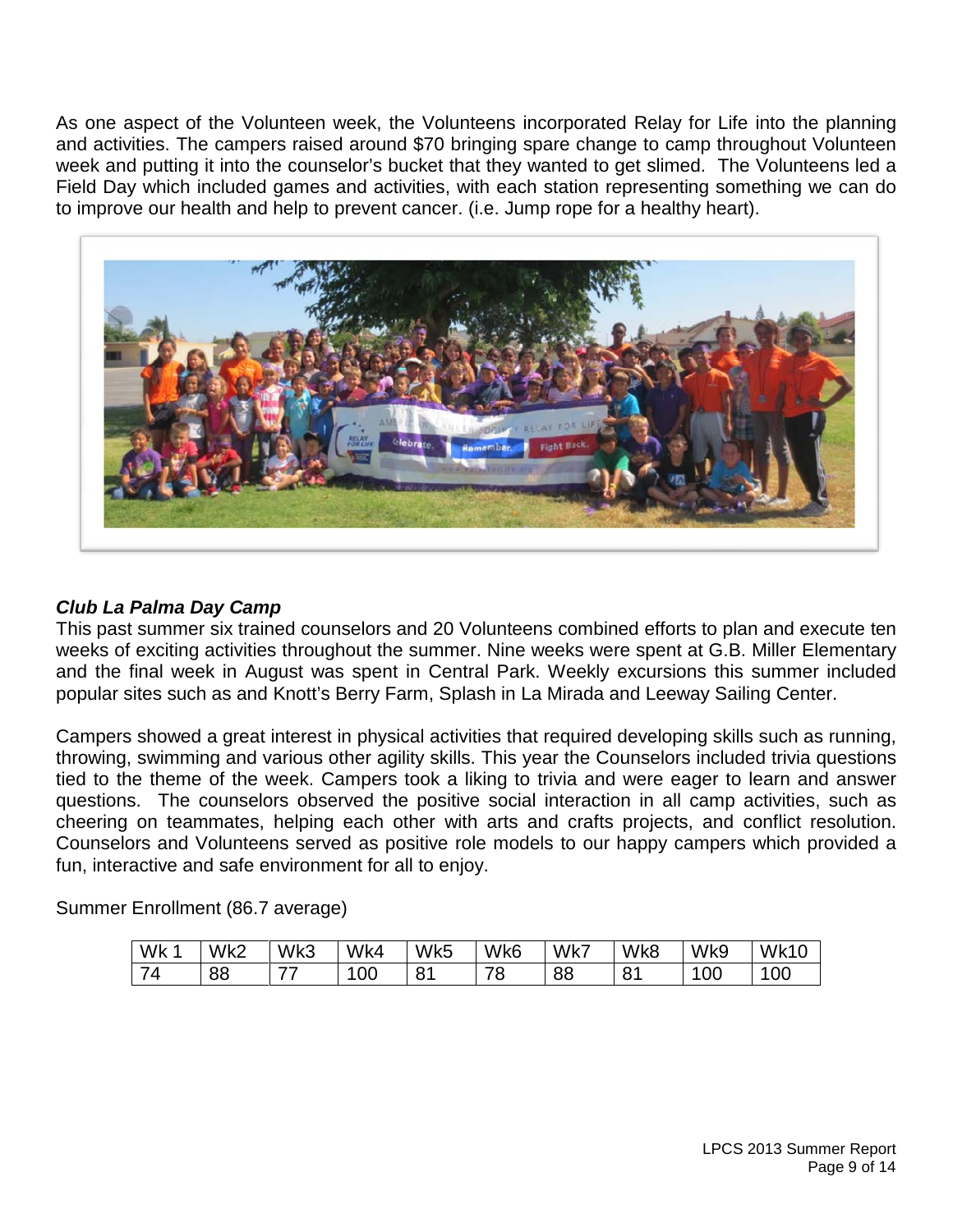As one aspect of the Volunteen week, the Volunteens incorporated Relay for Life into the planning and activities. The campers raised around $70 bringing spare change to camp throughout Volunteen week and putting it into the counselor's bucket that they wanted to get slimed. The Volunteens led a Field Day which included games and activities, with each station representing something we can do to improve our health and help to prevent cancer. (i.e. Jump rope for a healthy heart).

### *Club La Palma Day Camp*

This past summer six trained counselors and 20 Volunteens combined efforts to plan and execute ten weeks of exciting activities throughout the summer. Nine weeks were spent at G.B. Miller Elementary and the final week in August was spent in Central Park. Weekly excursions this summer included popular sites such as and Knott's Berry Farm, Splash in La Mirada and Leeway Sailing Center.

Campers showed a great interest in physical activities that required developing skills such as running, throwing, swimming and various other agility skills. This year the Counselors included trivia questions tied to the theme of the week. Campers took a liking to trivia and were eager to learn and answer questions. The counselors observed the positive social interaction in all camp activities, such as cheering on teammates, helping each other with arts and crafts projects, and conflict resolution. Counselors and Volunteens served as positive role models to our happy campers which provided a fun, interactive and safe environment for all to enjoy.

Summer Enrollment (86.7 average)

| Wk 1 | Wk2 | Wk3 | Wk4 | Wk5 | Wk6 | Wk7 | Wk8 | Wk9 | Wk10 |
|---|---|---|---|---|---|---|---|---|---|
| 74 | 88 | 77 | 100 | 81 | 78 | 88 | 81 | 100 | 100 |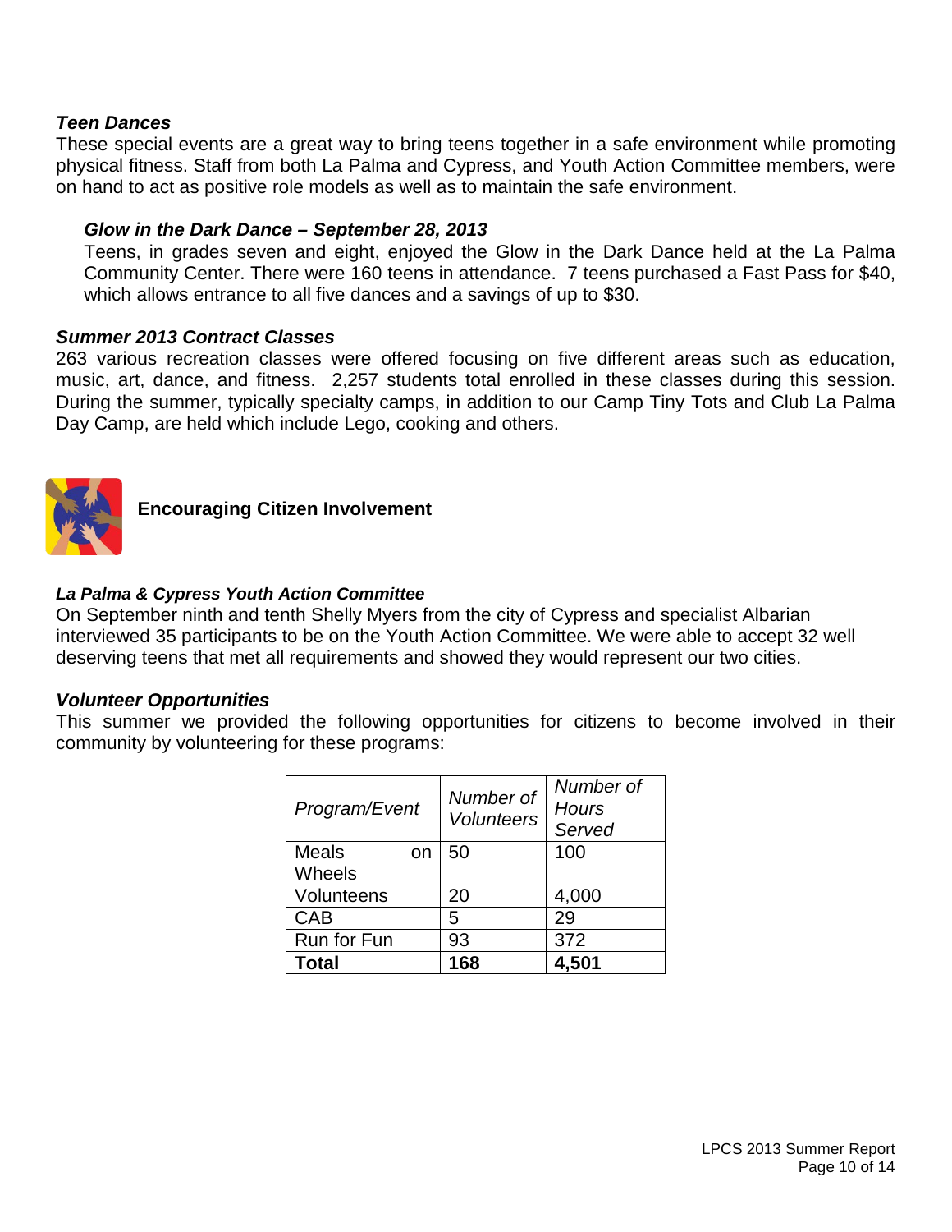### *Teen Dances*

These special events are a great way to bring teens together in a safe environment while promoting physical fitness. Staff from both La Palma and Cypress, and Youth Action Committee members, were on hand to act as positive role models as well as to maintain the safe environment.

#### *Glow in the Dark Dance – September 28, 2013*

Teens, in grades seven and eight, enjoyed the Glow in the Dark Dance held at the La Palma Community Center. There were 160 teens in attendance. 7 teens purchased a Fast Pass for $40, which allows entrance to all five dances and a savings of up to $30.

### *Summer 2013 Contract Classes*

263 various recreation classes were offered focusing on five different areas such as education, music, art, dance, and fitness. 2,257 students total enrolled in these classes during this session. During the summer, typically specialty camps, in addition to our Camp Tiny Tots and Club La Palma Day Camp, are held which include Lego, cooking and others.

## Encouraging Citizen Involvement

### *La Palma & Cypress Youth Action Committee*

On September ninth and tenth Shelly Myers from the city of Cypress and specialist Albarian interviewed 35 participants to be on the Youth Action Committee. We were able to accept 32 well deserving teens that met all requirements and showed they would represent our two cities.

### *Volunteer Opportunities*

This summer we provided the following opportunities for citizens to become involved in their community by volunteering for these programs:

| *Program/Event* | *Number of Volunteers* | *Number of Hours Served* |
|---|---|---|
| Meals on Wheels | 50 | 100 |
| Volunteens | 20 | 4,000 |
| CAB | 5 | 29 |
| Run for Fun | 93 | 372 |
| **Total** | **168** | **4,501** |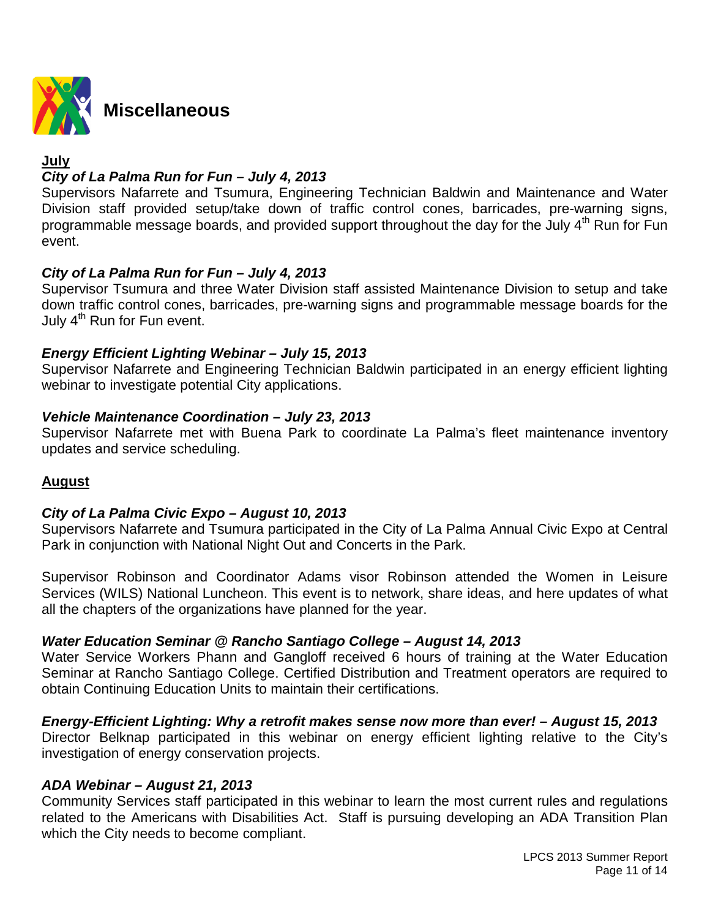# Miscellaneous

**July**

***City of La Palma Run for Fun – July 4, 2013***

Supervisors Nafarrete and Tsumura, Engineering Technician Baldwin and Maintenance and Water Division staff provided setup/take down of traffic control cones, barricades, pre-warning signs, programmable message boards, and provided support throughout the day for the July 4th Run for Fun event.

***City of La Palma Run for Fun – July 4, 2013***

Supervisor Tsumura and three Water Division staff assisted Maintenance Division to setup and take down traffic control cones, barricades, pre-warning signs and programmable message boards for the July 4th Run for Fun event.

***Energy Efficient Lighting Webinar – July 15, 2013***

Supervisor Nafarrete and Engineering Technician Baldwin participated in an energy efficient lighting webinar to investigate potential City applications.

***Vehicle Maintenance Coordination – July 23, 2013***

Supervisor Nafarrete met with Buena Park to coordinate La Palma's fleet maintenance inventory updates and service scheduling.

**August**

***City of La Palma Civic Expo – August 10, 2013***

Supervisors Nafarrete and Tsumura participated in the City of La Palma Annual Civic Expo at Central Park in conjunction with National Night Out and Concerts in the Park.

Supervisor Robinson and Coordinator Adams visor Robinson attended the Women in Leisure Services (WILS) National Luncheon. This event is to network, share ideas, and here updates of what all the chapters of the organizations have planned for the year.

***Water Education Seminar @ Rancho Santiago College – August 14, 2013***

Water Service Workers Phann and Gangloff received 6 hours of training at the Water Education Seminar at Rancho Santiago College. Certified Distribution and Treatment operators are required to obtain Continuing Education Units to maintain their certifications.

***Energy-Efficient Lighting: Why a retrofit makes sense now more than ever! – August 15, 2013***

Director Belknap participated in this webinar on energy efficient lighting relative to the City's investigation of energy conservation projects.

***ADA Webinar – August 21, 2013***

Community Services staff participated in this webinar to learn the most current rules and regulations related to the Americans with Disabilities Act. Staff is pursuing developing an ADA Transition Plan which the City needs to become compliant.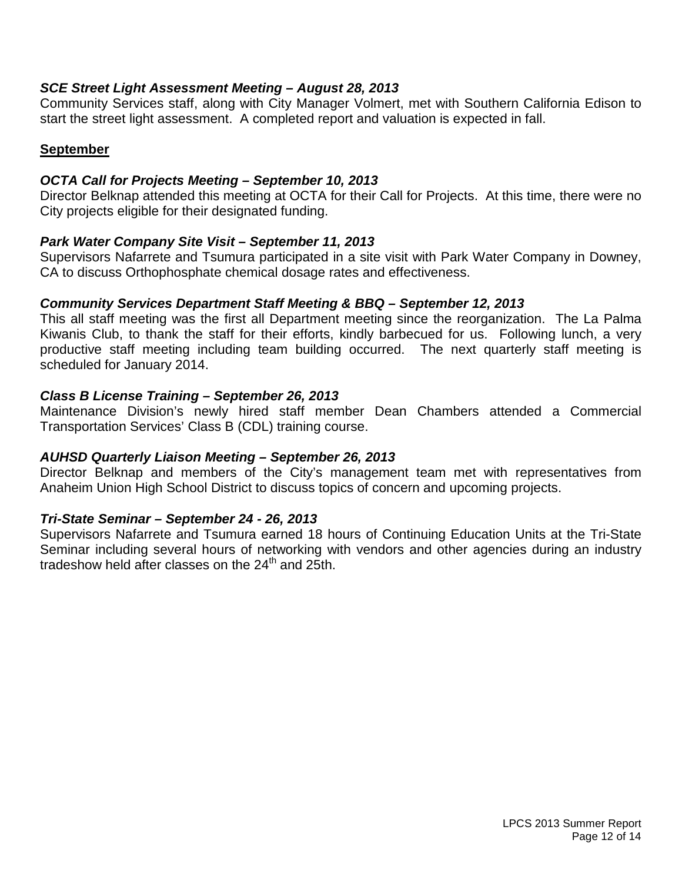***SCE Street Light Assessment Meeting – August 28, 2013***

Community Services staff, along with City Manager Volmert, met with Southern California Edison to start the street light assessment. A completed report and valuation is expected in fall.

**September**

***OCTA Call for Projects Meeting – September 10, 2013***

Director Belknap attended this meeting at OCTA for their Call for Projects. At this time, there were no City projects eligible for their designated funding.

***Park Water Company Site Visit – September 11, 2013***

Supervisors Nafarrete and Tsumura participated in a site visit with Park Water Company in Downey, CA to discuss Orthophosphate chemical dosage rates and effectiveness.

***Community Services Department Staff Meeting & BBQ – September 12, 2013***

This all staff meeting was the first all Department meeting since the reorganization. The La Palma Kiwanis Club, to thank the staff for their efforts, kindly barbecued for us. Following lunch, a very productive staff meeting including team building occurred. The next quarterly staff meeting is scheduled for January 2014.

***Class B License Training – September 26, 2013***

Maintenance Division's newly hired staff member Dean Chambers attended a Commercial Transportation Services' Class B (CDL) training course.

***AUHSD Quarterly Liaison Meeting – September 26, 2013***

Director Belknap and members of the City's management team met with representatives from Anaheim Union High School District to discuss topics of concern and upcoming projects.

***Tri-State Seminar – September 24 - 26, 2013***

Supervisors Nafarrete and Tsumura earned 18 hours of Continuing Education Units at the Tri-State Seminar including several hours of networking with vendors and other agencies during an industry tradeshow held after classes on the 24th and 25th.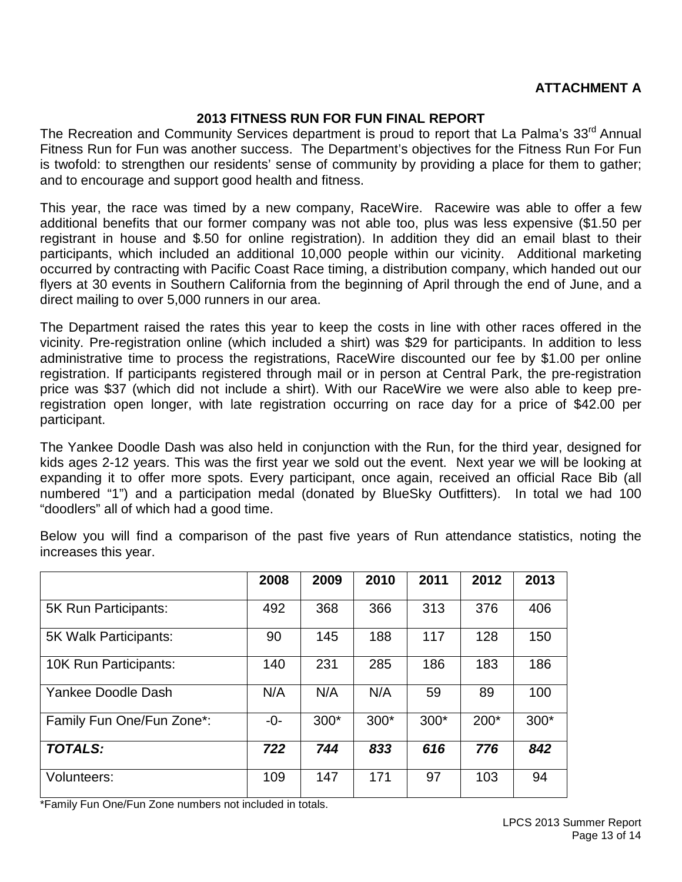**ATTACHMENT A**

## 2013 FITNESS RUN FOR FUN FINAL REPORT

The Recreation and Community Services department is proud to report that La Palma's 33rd Annual Fitness Run for Fun was another success. The Department's objectives for the Fitness Run For Fun is twofold: to strengthen our residents' sense of community by providing a place for them to gather; and to encourage and support good health and fitness.

This year, the race was timed by a new company, RaceWire. Racewire was able to offer a few additional benefits that our former company was not able too, plus was less expensive ($1.50 per registrant in house and $.50 for online registration). In addition they did an email blast to their participants, which included an additional 10,000 people within our vicinity. Additional marketing occurred by contracting with Pacific Coast Race timing, a distribution company, which handed out our flyers at 30 events in Southern California from the beginning of April through the end of June, and a direct mailing to over 5,000 runners in our area.

The Department raised the rates this year to keep the costs in line with other races offered in the vicinity. Pre-registration online (which included a shirt) was $29 for participants. In addition to less administrative time to process the registrations, RaceWire discounted our fee by $1.00 per online registration. If participants registered through mail or in person at Central Park, the pre-registration price was $37 (which did not include a shirt). With our RaceWire we were also able to keep pre-registration open longer, with late registration occurring on race day for a price of $42.00 per participant.

The Yankee Doodle Dash was also held in conjunction with the Run, for the third year, designed for kids ages 2-12 years. This was the first year we sold out the event. Next year we will be looking at expanding it to offer more spots. Every participant, once again, received an official Race Bib (all numbered "1") and a participation medal (donated by BlueSky Outfitters). In total we had 100 "doodlers" all of which had a good time.

Below you will find a comparison of the past five years of Run attendance statistics, noting the increases this year.

| | 2008 | 2009 | 2010 | 2011 | 2012 | 2013 |
|---|---|---|---|---|---|---|
| 5K Run Participants: | 492 | 368 | 366 | 313 | 376 | 406 |
| 5K Walk Participants: | 90 | 145 | 188 | 117 | 128 | 150 |
| 10K Run Participants: | 140 | 231 | 285 | 186 | 183 | 186 |
| Yankee Doodle Dash | N/A | N/A | N/A | 59 | 89 | 100 |
| Family Fun One/Fun Zone*: | -0- | 300* | 300* | 300* | 200* | 300* |
| ***TOTALS:*** | ***722*** | ***744*** | ***833*** | ***616*** | ***776*** | ***842*** |
| Volunteers: | 109 | 147 | 171 | 97 | 103 | 94 |

*Family Fun One/Fun Zone numbers not included in totals.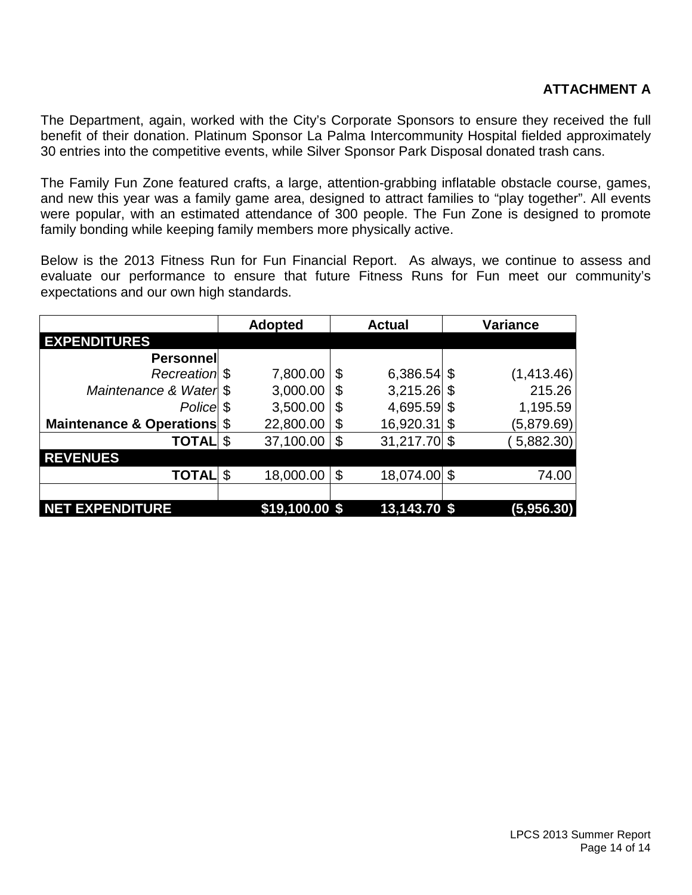**ATTACHMENT A**

The Department, again, worked with the City's Corporate Sponsors to ensure they received the full benefit of their donation. Platinum Sponsor La Palma Intercommunity Hospital fielded approximately 30 entries into the competitive events, while Silver Sponsor Park Disposal donated trash cans.

The Family Fun Zone featured crafts, a large, attention-grabbing inflatable obstacle course, games, and new this year was a family game area, designed to attract families to "play together". All events were popular, with an estimated attendance of 300 people. The Fun Zone is designed to promote family bonding while keeping family members more physically active.

Below is the 2013 Fitness Run for Fun Financial Report. As always, we continue to assess and evaluate our performance to ensure that future Fitness Runs for Fun meet our community's expectations and our own high standards.

| | Adopted | Actual | Variance |
|---|---|---|---|
| **EXPENDITURES** | | | |
| **Personnel** | | | |
| *Recreation* | $ 7,800.00 | $ 6,386.54 | $ (1,413.46) |
| *Maintenance & Water* | $ 3,000.00 | $ 3,215.26 | $ 215.26 |
| *Police* | $ 3,500.00 | $ 4,695.59 | $ 1,195.59 |
| **Maintenance & Operations** | $ 22,800.00 | $ 16,920.31 | $ (5,879.69) |
| **TOTAL** | $ 37,100.00 | $ 31,217.70 | $ ( 5,882.30) |
| **REVENUES** | | | |
| **TOTAL** | $ 18,000.00 | $ 18,074.00 | $ 74.00 |
| | | | |
| **NET EXPENDITURE** | **$19,100.00** | **$ 13,143.70** | **$ (5,956.30)** |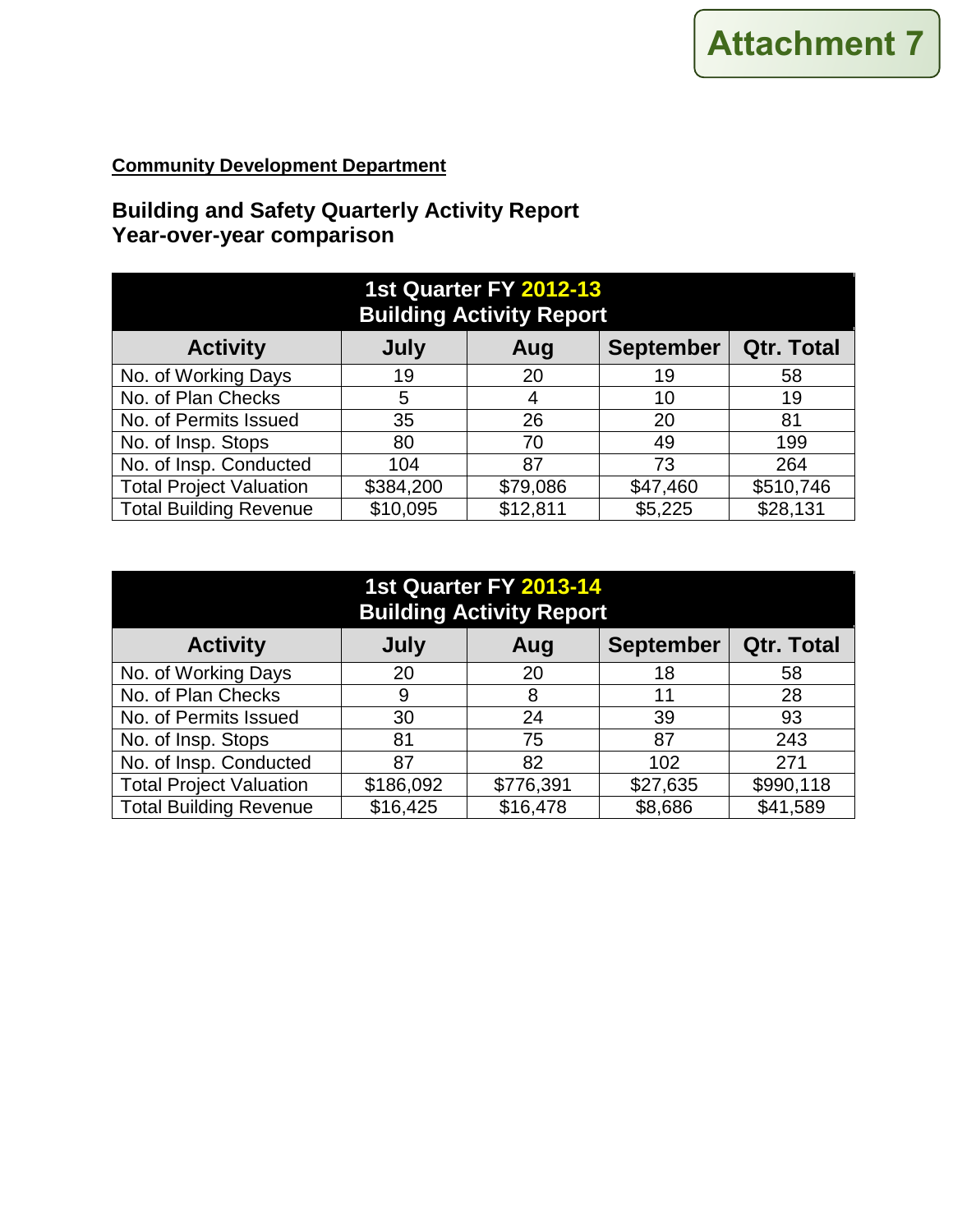Attachment 7

**Community Development Department**

## Building and Safety Quarterly Activity Report
## Year-over-year comparison

| 1st Quarter FY 2012-13 Building Activity Report | | | | |
|---|---|---|---|---|
| **Activity** | **July** | **Aug** | **September** | **Qtr. Total** |
| No. of Working Days | 19 | 20 | 19 | 58 |
| No. of Plan Checks | 5 | 4 | 10 | 19 |
| No. of Permits Issued | 35 | 26 | 20 | 81 |
| No. of Insp. Stops | 80 | 70 | 49 | 199 |
| No. of Insp. Conducted | 104 | 87 | 73 | 264 |
| Total Project Valuation | $384,200 | $79,086 | $47,460 | $510,746 |
| Total Building Revenue | $10,095 | $12,811 | $5,225 | $28,131 |

| 1st Quarter FY 2013-14 Building Activity Report | | | | |
|---|---|---|---|---|
| **Activity** | **July** | **Aug** | **September** | **Qtr. Total** |
| No. of Working Days | 20 | 20 | 18 | 58 |
| No. of Plan Checks | 9 | 8 | 11 | 28 |
| No. of Permits Issued | 30 | 24 | 39 | 93 |
| No. of Insp. Stops | 81 | 75 | 87 | 243 |
| No. of Insp. Conducted | 87 | 82 | 102 | 271 |
| Total Project Valuation | $186,092 | $776,391 | $27,635 | $990,118 |
| Total Building Revenue | $16,425 | $16,478 | $8,686 | $41,589 |